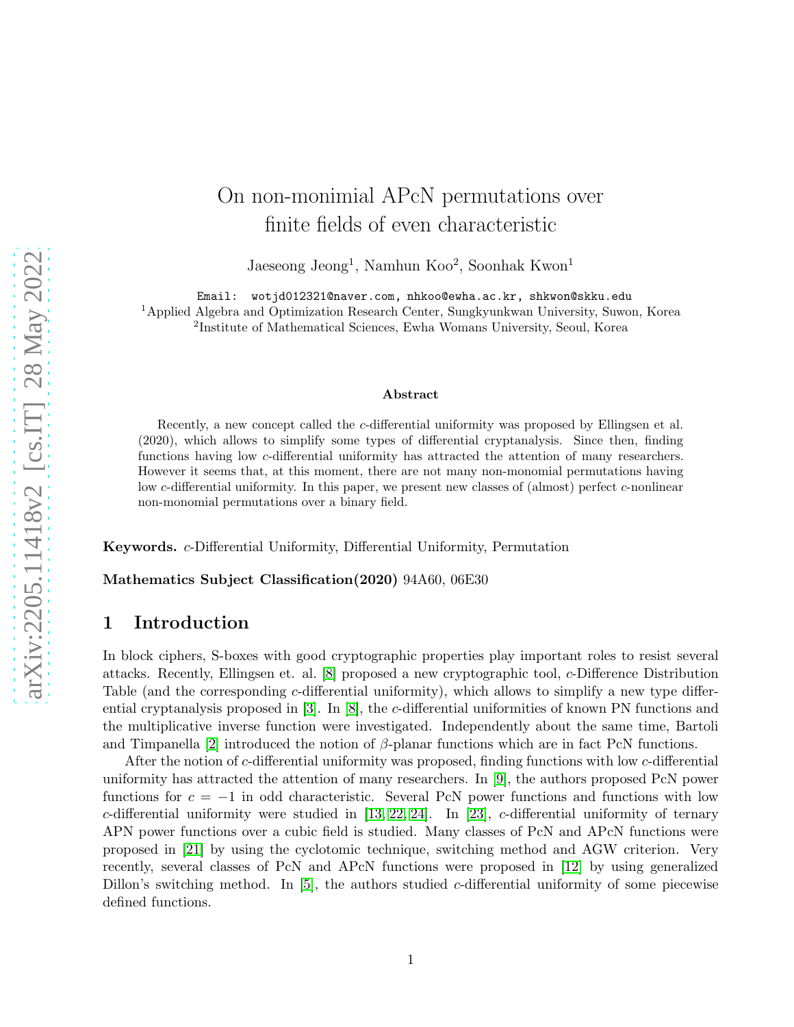# On non-monimial APcN permutations over finite fields of even characteristic

Jaeseong Jeong[1], Namhun Koo[2], Soonhak Kwon[1]

Email: wotjd012321@naver.com, nhkoo@ewha.ac.kr, shkwon@skku.edu
[1]Applied Algebra and Optimization Research Center, Sungkyunkwan University, Suwon, Korea
[2]Institute of Mathematical Sciences, Ewha Womans University, Seoul, Korea

### Abstract

Recently, a new concept called the $c$-differential uniformity was proposed by Ellingsen et al. (2020), which allows to simplify some types of differential cryptanalysis. Since then, finding functions having low $c$-differential uniformity has attracted the attention of many researchers. However it seems that, at this moment, there are not many non-monomial permutations having low $c$-differential uniformity. In this paper, we present new classes of (almost) perfect $c$-nonlinear non-monomial permutations over a binary field.

**Keywords.** $c$-Differential Uniformity, Differential Uniformity, Permutation

**Mathematics Subject Classification(2020)** 94A60, 06E30

## 1 Introduction

In block ciphers, S-boxes with good cryptographic properties play important roles to resist several attacks. Recently, Ellingsen et. al. [8] proposed a new cryptographic tool, $c$-Difference Distribution Table (and the corresponding $c$-differential uniformity), which allows to simplify a new type differential cryptanalysis proposed in [3]. In [8], the $c$-differential uniformities of known PN functions and the multiplicative inverse function were investigated. Independently about the same time, Bartoli and Timpanella [2] introduced the notion of $\beta$-planar functions which are in fact PcN functions.

After the notion of $c$-differential uniformity was proposed, finding functions with low $c$-differential uniformity has attracted the attention of many researchers. In [9], the authors proposed PcN power functions for $c = -1$ in odd characteristic. Several PcN power functions and functions with low $c$-differential uniformity were studied in [13, 22, 24]. In [23], $c$-differential uniformity of ternary APN power functions over a cubic field is studied. Many classes of PcN and APcN functions were proposed in [21] by using the cyclotomic technique, switching method and AGW criterion. Very recently, several classes of PcN and APcN functions were proposed in [12] by using generalized Dillon's switching method. In [5], the authors studied $c$-differential uniformity of some piecewise defined functions.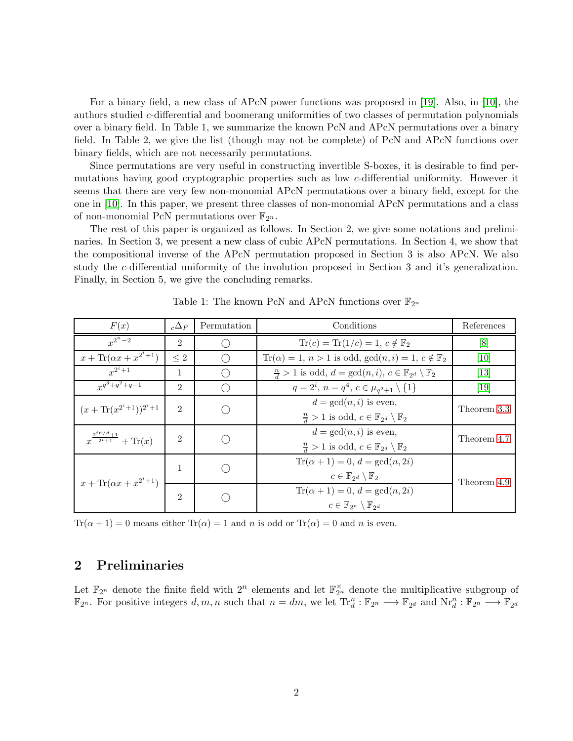For a binary field, a new class of APcN power functions was proposed in [19]. Also, in [10], the authors studied $c$-differential and boomerang uniformities of two classes of permutation polynomials over a binary field. In Table 1, we summarize the known PcN and APcN permutations over a binary field. In Table 2, we give the list (though may not be complete) of PcN and APcN functions over binary fields, which are not necessarily permutations.

Since permutations are very useful in constructing invertible S-boxes, it is desirable to find permutations having good cryptographic properties such as low $c$-differential uniformity. However it seems that there are very few non-monomial APcN permutations over a binary field, except for the one in [10]. In this paper, we present three classes of non-monomial APcN permutations and a class of non-monomial PcN permutations over $\mathbb{F}_{2^n}$.

The rest of this paper is organized as follows. In Section 2, we give some notations and preliminaries. In Section 3, we present a new class of cubic APcN permutations. In Section 4, we show that the compositional inverse of the APcN permutation proposed in Section 3 is also APcN. We also study the $c$-differential uniformity of the involution proposed in Section 3 and it's generalization. Finally, in Section 5, we give the concluding remarks.

Table 1: The known PcN and APcN functions over $\mathbb{F}_{2^n}$

| $F(x)$ | ${}_c\Delta_F$ | Permutation | Conditions | References |
|---|---|---|---|---|
| $x^{2^n-2}$ | 2 | ◯ | $\mathrm{Tr}(c) = \mathrm{Tr}(1/c) = 1$, $c \notin \mathbb{F}_2$ | [8] |
| $x + \mathrm{Tr}(\alpha x + x^{2^i+1})$ | $\leq 2$ | ◯ | $\mathrm{Tr}(\alpha) = 1$, $n > 1$ is odd, $\gcd(n, i) = 1$, $c \notin \mathbb{F}_2$ | [10] |
| $x^{2^i+1}$ | 1 | ◯ | $\frac{n}{d} > 1$ is odd, $d = \gcd(n, i)$, $c \in \mathbb{F}_{2^d} \setminus \mathbb{F}_2$ | [13] |
| $x^{q^3+q^2+q-1}$ | 2 | ◯ | $q = 2^i$, $n = q^4$, $c \in \mu_{q^2+1} \setminus \{1\}$ | [19] |
| $(x + \mathrm{Tr}(x^{2^i+1}))^{2^i+1}$ | 2 | ◯ | $d = \gcd(n, i)$ is even, $\frac{n}{d} > 1$ is odd, $c \in \mathbb{F}_{2^d} \setminus \mathbb{F}_2$ | Theorem 3.3 |
| $x^{\frac{2^{in/d}+1}{2^i+1}} + \mathrm{Tr}(x)$ | 2 | ◯ | $d = \gcd(n, i)$ is even, $\frac{n}{d} > 1$ is odd, $c \in \mathbb{F}_{2^d} \setminus \mathbb{F}_2$ | Theorem 4.7 |
| $x + \mathrm{Tr}(\alpha x + x^{2^i+1})$ | 1 | ◯ | $\mathrm{Tr}(\alpha + 1) = 0$, $d = \gcd(n, 2i)$ $c \in \mathbb{F}_{2^d} \setminus \mathbb{F}_2$ | Theorem 4.9 |
| | 2 | ◯ | $\mathrm{Tr}(\alpha + 1) = 0$, $d = \gcd(n, 2i)$ $c \in \mathbb{F}_{2^n} \setminus \mathbb{F}_{2^d}$ | |

$\mathrm{Tr}(\alpha + 1) = 0$ means either $\mathrm{Tr}(\alpha) = 1$ and $n$ is odd or $\mathrm{Tr}(\alpha) = 0$ and $n$ is even.

## 2 Preliminaries

Let $\mathbb{F}_{2^n}$ denote the finite field with $2^n$ elements and let $\mathbb{F}_{2^n}^{\times}$ denote the multiplicative subgroup of $\mathbb{F}_{2^n}$. For positive integers $d, m, n$ such that $n = dm$, we let $\mathrm{Tr}_d^n : \mathbb{F}_{2^n} \longrightarrow \mathbb{F}_{2^d}$ and $\mathrm{Nr}_d^n : \mathbb{F}_{2^n} \longrightarrow \mathbb{F}_{2^d}$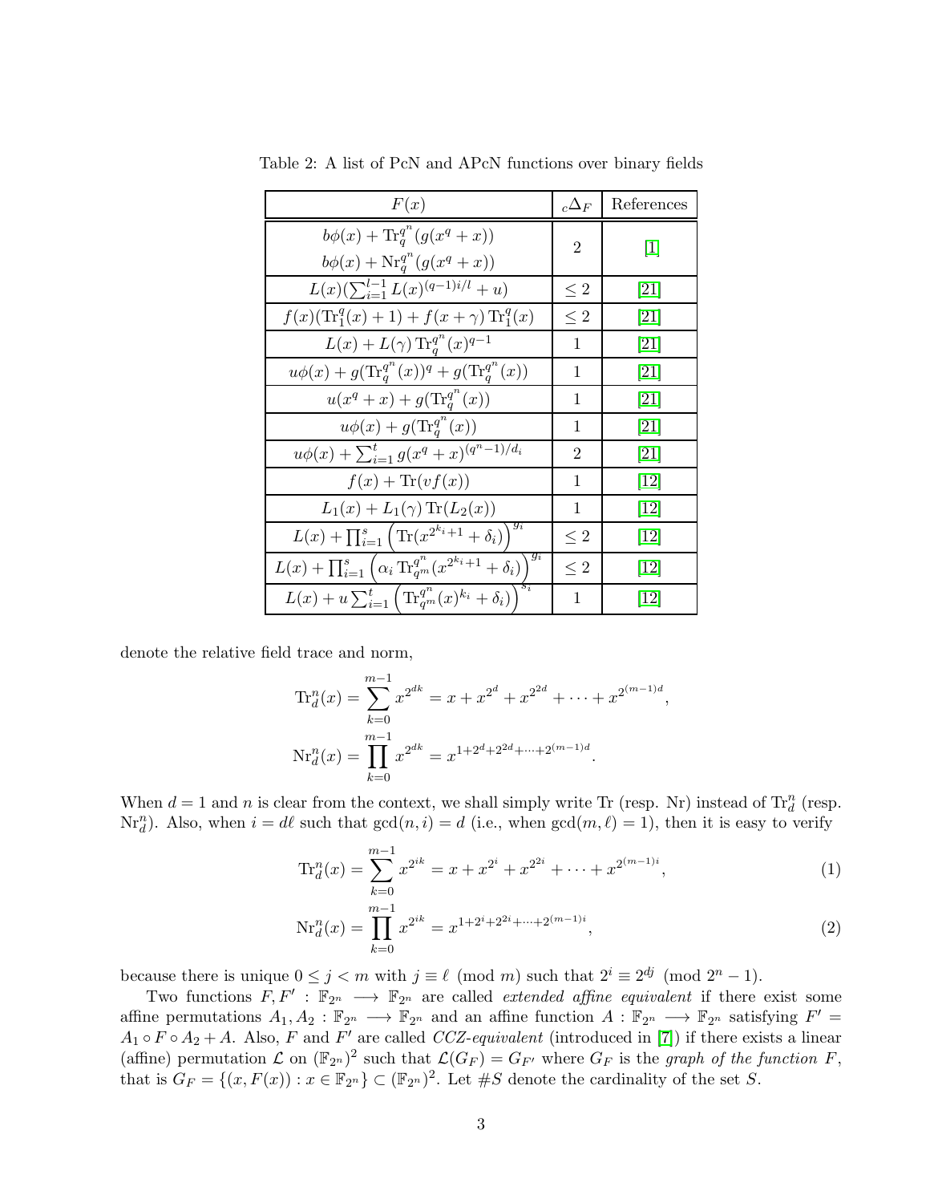Table 2: A list of PcN and APcN functions over binary fields

| $F(x)$ | ${}_c\Delta_F$ | References |
|---|---|---|
| $b\phi(x) + \mathrm{Tr}_q^{q^n}(g(x^q + x))$ <br> $b\phi(x) + \mathrm{Nr}_q^{q^n}(g(x^q + x))$ | 2 | [1] |
| $L(x)(\sum_{i=1}^{l-1} L(x)^{(q-1)i/l} + u)$ | $\leq 2$ | [21] |
| $f(x)(\mathrm{Tr}_1^q(x) + 1) + f(x+\gamma)\,\mathrm{Tr}_1^q(x)$ | $\leq 2$ | [21] |
| $L(x) + L(\gamma)\,\mathrm{Tr}_q^{q^n}(x)^{q-1}$ | 1 | [21] |
| $u\phi(x) + g(\mathrm{Tr}_q^{q^n}(x))^q + g(\mathrm{Tr}_q^{q^n}(x))$ | 1 | [21] |
| $u(x^q + x) + g(\mathrm{Tr}_q^{q^n}(x))$ | 1 | [21] |
| $u\phi(x) + g(\mathrm{Tr}_q^{q^n}(x))$ | 1 | [21] |
| $u\phi(x) + \sum_{i=1}^{t} g(x^q + x)^{(q^n-1)/d_i}$ | 2 | [21] |
| $f(x) + \mathrm{Tr}(vf(x))$ | 1 | [12] |
| $L_1(x) + L_1(\gamma)\,\mathrm{Tr}(L_2(x))$ | 1 | [12] |
| $L(x) + \prod_{i=1}^{s}\left(\mathrm{Tr}(x^{2^{k_i}+1} + \delta_i)\right)^{g_i}$ | $\leq 2$ | [12] |
| $L(x) + \prod_{i=1}^{s}\left(\alpha_i\,\mathrm{Tr}_{q^m}^{q^n}(x^{2^{k_i}+1} + \delta_i)\right)^{g_i}$ | $\leq 2$ | [12] |
| $L(x) + u\sum_{i=1}^{t}\left(\mathrm{Tr}_{q^m}^{q^n}(x)^{k_i} + \delta_i\right)^{s_i}$ | 1 | [12] |

denote the relative field trace and norm,

$$\mathrm{Tr}_d^n(x) = \sum_{k=0}^{m-1} x^{2^{dk}} = x + x^{2^d} + x^{2^{2d}} + \cdots + x^{2^{(m-1)d}},$$

$$\mathrm{Nr}_d^n(x) = \prod_{k=0}^{m-1} x^{2^{dk}} = x^{1+2^d+2^{2d}+\cdots+2^{(m-1)d}}.$$

When $d = 1$ and $n$ is clear from the context, we shall simply write Tr (resp. Nr) instead of $\mathrm{Tr}_d^n$ (resp. $\mathrm{Nr}_d^n$). Also, when $i = d\ell$ such that $\gcd(n, i) = d$ (i.e., when $\gcd(m, \ell) = 1$), then it is easy to verify

$$\mathrm{Tr}_d^n(x) = \sum_{k=0}^{m-1} x^{2^{ik}} = x + x^{2^i} + x^{2^{2i}} + \cdots + x^{2^{(m-1)i}}, \tag{1}$$

$$\mathrm{Nr}_d^n(x) = \prod_{k=0}^{m-1} x^{2^{ik}} = x^{1+2^i+2^{2i}+\cdots+2^{(m-1)i}}, \tag{2}$$

because there is unique $0 \leq j < m$ with $j \equiv \ell \pmod m$ such that $2^i \equiv 2^{dj} \pmod{2^n - 1}$.

Two functions $F, F' : \mathbb{F}_{2^n} \longrightarrow \mathbb{F}_{2^n}$ are called *extended affine equivalent* if there exist some affine permutations $A_1, A_2 : \mathbb{F}_{2^n} \longrightarrow \mathbb{F}_{2^n}$ and an affine function $A : \mathbb{F}_{2^n} \longrightarrow \mathbb{F}_{2^n}$ satisfying $F' = A_1 \circ F \circ A_2 + A$. Also, $F$ and $F'$ are called *CCZ-equivalent* (introduced in [7]) if there exists a linear (affine) permutation $\mathcal{L}$ on $(\mathbb{F}_{2^n})^2$ such that $\mathcal{L}(G_F) = G_{F'}$ where $G_F$ is the *graph of the function* $F$, that is $G_F = \{(x, F(x)) : x \in \mathbb{F}_{2^n}\} \subset (\mathbb{F}_{2^n})^2$. Let $\#S$ denote the cardinality of the set $S$.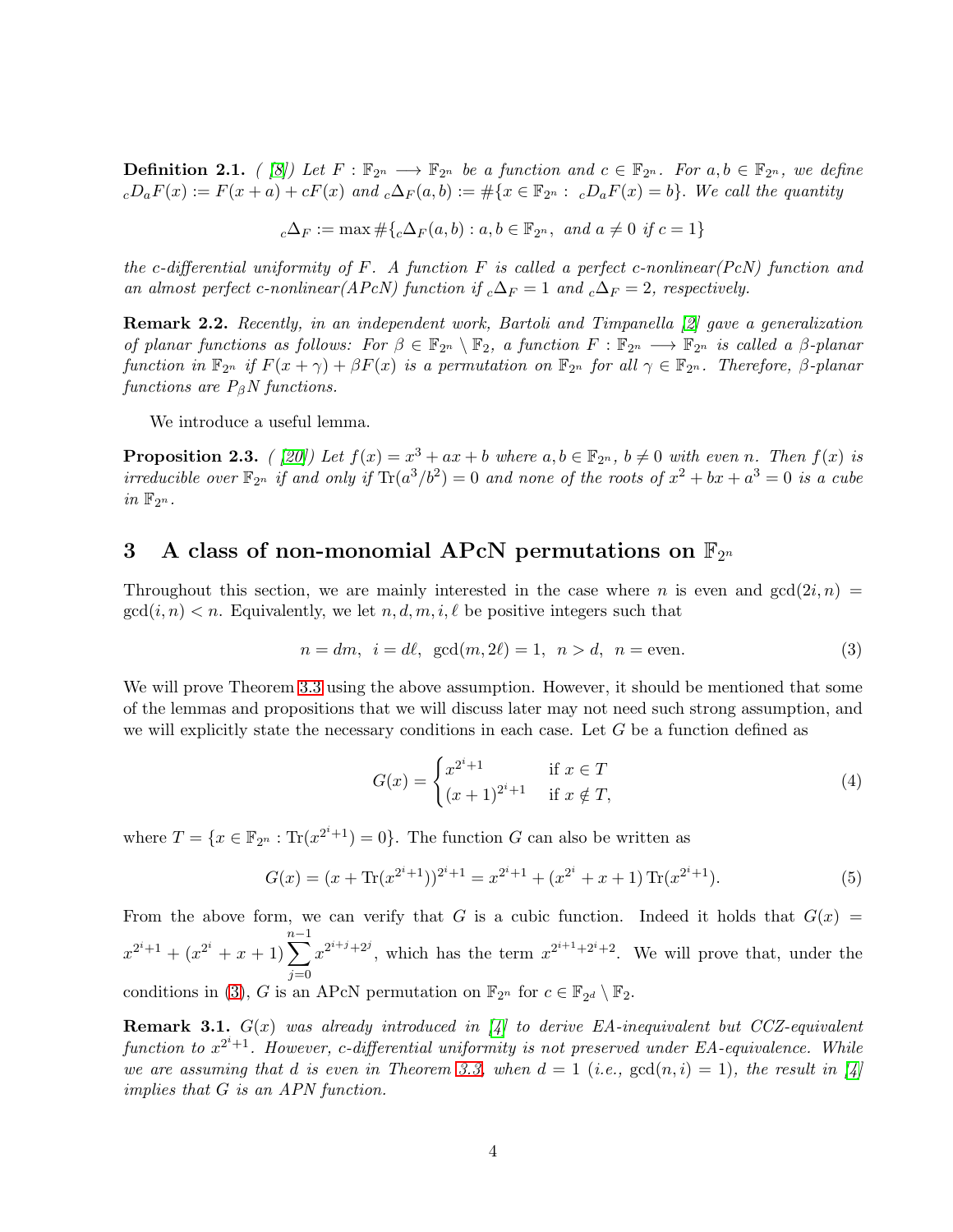**Definition 2.1.** *( [8]) Let $F : \mathbb{F}_{2^n} \longrightarrow \mathbb{F}_{2^n}$ be a function and $c \in \mathbb{F}_{2^n}$. For $a, b \in \mathbb{F}_{2^n}$, we define ${}_cD_aF(x) := F(x+a) + cF(x)$ and ${}_c\Delta_F(a,b) := \#\{x \in \mathbb{F}_{2^n} : {}_cD_aF(x) = b\}$. We call the quantity*

$$ {}_c\Delta_F := \max \#\{{}_c\Delta_F(a,b) : a, b \in \mathbb{F}_{2^n}, \text{ and } a \neq 0 \text{ if } c = 1\} $$

*the c-differential uniformity of $F$. A function $F$ is called a perfect c-nonlinear(PcN) function and an almost perfect c-nonlinear(APcN) function if ${}_c\Delta_F = 1$ and ${}_c\Delta_F = 2$, respectively.*

**Remark 2.2.** *Recently, in an independent work, Bartoli and Timpanella [2] gave a generalization of planar functions as follows: For $\beta \in \mathbb{F}_{2^n} \setminus \mathbb{F}_2$, a function $F : \mathbb{F}_{2^n} \longrightarrow \mathbb{F}_{2^n}$ is called a $\beta$-planar function in $\mathbb{F}_{2^n}$ if $F(x+\gamma) + \beta F(x)$ is a permutation on $\mathbb{F}_{2^n}$ for all $\gamma \in \mathbb{F}_{2^n}$. Therefore, $\beta$-planar functions are $P_\beta N$ functions.*

We introduce a useful lemma.

**Proposition 2.3.** *( [20]) Let $f(x) = x^3 + ax + b$ where $a, b \in \mathbb{F}_{2^n}$, $b \neq 0$ with even $n$. Then $f(x)$ is irreducible over $\mathbb{F}_{2^n}$ if and only if $\mathrm{Tr}(a^3/b^2) = 0$ and none of the roots of $x^2 + bx + a^3 = 0$ is a cube in $\mathbb{F}_{2^n}$.*

## 3 A class of non-monomial APcN permutations on $\mathbb{F}_{2^n}$

Throughout this section, we are mainly interested in the case where $n$ is even and $\gcd(2i, n) = \gcd(i, n) < n$. Equivalently, we let $n, d, m, i, \ell$ be positive integers such that

$$ n = dm, \;\; i = d\ell, \;\; \gcd(m, 2\ell) = 1, \;\; n > d, \;\; n = \text{even}. \tag{3} $$

We will prove Theorem 3.3 using the above assumption. However, it should be mentioned that some of the lemmas and propositions that we will discuss later may not need such strong assumption, and we will explicitly state the necessary conditions in each case. Let $G$ be a function defined as

$$ G(x) = \begin{cases} x^{2^i+1} & \text{if } x \in T \\ (x+1)^{2^i+1} & \text{if } x \notin T, \end{cases} \tag{4} $$

where $T = \{x \in \mathbb{F}_{2^n} : \mathrm{Tr}(x^{2^i+1}) = 0\}$. The function $G$ can also be written as

$$ G(x) = (x + \mathrm{Tr}(x^{2^i+1}))^{2^i+1} = x^{2^i+1} + (x^{2^i} + x + 1)\,\mathrm{Tr}(x^{2^i+1}). \tag{5} $$

From the above form, we can verify that $G$ is a cubic function. Indeed it holds that $G(x) = x^{2^i+1} + (x^{2^i} + x + 1)\sum_{j=0}^{n-1} x^{2^{i+j}+2^j}$, which has the term $x^{2^{i+1}+2^i+2}$. We will prove that, under the conditions in (3), $G$ is an APcN permutation on $\mathbb{F}_{2^n}$ for $c \in \mathbb{F}_{2^d} \setminus \mathbb{F}_2$.

**Remark 3.1.** *$G(x)$ was already introduced in [4] to derive EA-inequivalent but CCZ-equivalent function to $x^{2^i+1}$. However, c-differential uniformity is not preserved under EA-equivalence. While we are assuming that $d$ is even in Theorem 3.3, when $d = 1$ (i.e., $\gcd(n, i) = 1$), the result in [4] implies that $G$ is an APN function.*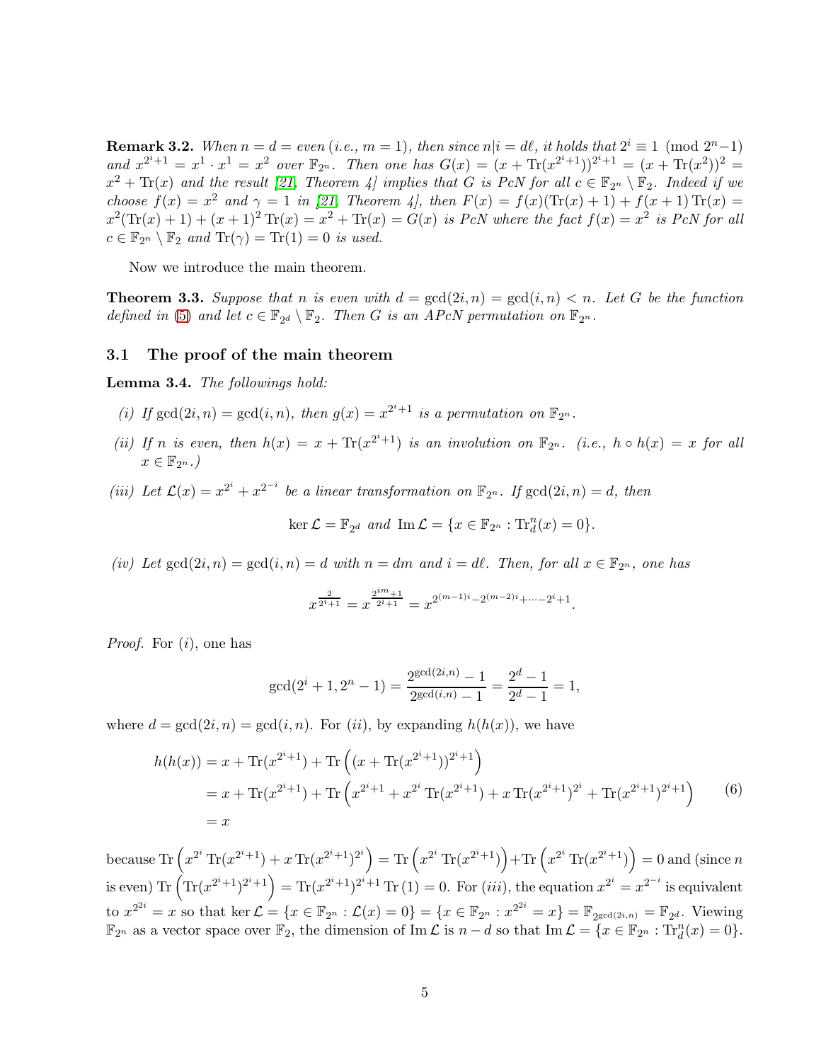**Remark 3.2.** *When $n = d =$ even (i.e., $m = 1$), then since $n|i = d\ell$, it holds that $2^i \equiv 1 \pmod{2^n - 1}$ and $x^{2^i+1} = x^1 \cdot x^1 = x^2$ over $\mathbb{F}_{2^n}$. Then one has $G(x) = (x + \operatorname{Tr}(x^{2^i+1}))^{2^i+1} = (x + \operatorname{Tr}(x^2))^2 = x^2 + \operatorname{Tr}(x)$ and the result [21, Theorem 4] implies that $G$ is PcN for all $c \in \mathbb{F}_{2^n} \setminus \mathbb{F}_2$. Indeed if we choose $f(x) = x^2$ and $\gamma = 1$ in [21, Theorem 4], then $F(x) = f(x)(\operatorname{Tr}(x) + 1) + f(x+1)\operatorname{Tr}(x) = x^2(\operatorname{Tr}(x) + 1) + (x+1)^2 \operatorname{Tr}(x) = x^2 + \operatorname{Tr}(x) = G(x)$ is PcN where the fact $f(x) = x^2$ is PcN for all $c \in \mathbb{F}_{2^n} \setminus \mathbb{F}_2$ and $\operatorname{Tr}(\gamma) = \operatorname{Tr}(1) = 0$ is used.*

Now we introduce the main theorem.

**Theorem 3.3.** *Suppose that $n$ is even with $d = \gcd(2i, n) = \gcd(i, n) < n$. Let $G$ be the function defined in (5) and let $c \in \mathbb{F}_{2^d} \setminus \mathbb{F}_2$. Then $G$ is an APcN permutation on $\mathbb{F}_{2^n}$.*

## 3.1 The proof of the main theorem

**Lemma 3.4.** *The followings hold:*

*(i) If $\gcd(2i, n) = \gcd(i, n)$, then $g(x) = x^{2^i+1}$ is a permutation on $\mathbb{F}_{2^n}$.*

*(ii) If $n$ is even, then $h(x) = x + \operatorname{Tr}(x^{2^i+1})$ is an involution on $\mathbb{F}_{2^n}$. (i.e., $h \circ h(x) = x$ for all $x \in \mathbb{F}_{2^n}$.)*

*(iii) Let $\mathcal{L}(x) = x^{2^i} + x^{2^{-i}}$ be a linear transformation on $\mathbb{F}_{2^n}$. If $\gcd(2i, n) = d$, then*

$$\ker \mathcal{L} = \mathbb{F}_{2^d} \text{ and } \operatorname{Im} \mathcal{L} = \{x \in \mathbb{F}_{2^n} : \operatorname{Tr}_d^n(x) = 0\}.$$

*(iv) Let $\gcd(2i, n) = \gcd(i, n) = d$ with $n = dm$ and $i = d\ell$. Then, for all $x \in \mathbb{F}_{2^n}$, one has*

$$x^{\frac{2}{2^i+1}} = x^{\frac{2^{im}+1}{2^i+1}} = x^{2^{(m-1)i} - 2^{(m-2)i} + \cdots - 2^i + 1}.$$

*Proof.* For $(i)$, one has

$$\gcd(2^i + 1, 2^n - 1) = \frac{2^{\gcd(2i,n)} - 1}{2^{\gcd(i,n)} - 1} = \frac{2^d - 1}{2^d - 1} = 1,$$

where $d = \gcd(2i, n) = \gcd(i, n)$. For $(ii)$, by expanding $h(h(x))$, we have

$$\begin{aligned}
h(h(x)) &= x + \operatorname{Tr}(x^{2^i+1}) + \operatorname{Tr}\left((x + \operatorname{Tr}(x^{2^i+1}))^{2^i+1}\right) \\
&= x + \operatorname{Tr}(x^{2^i+1}) + \operatorname{Tr}\left(x^{2^i+1} + x^{2^i}\operatorname{Tr}(x^{2^i+1}) + x\operatorname{Tr}(x^{2^i+1})^{2^i} + \operatorname{Tr}(x^{2^i+1})^{2^i+1}\right) \\
&= x
\end{aligned} \tag{6}$$

because $\operatorname{Tr}\left(x^{2^i}\operatorname{Tr}(x^{2^i+1}) + x\operatorname{Tr}(x^{2^i+1})^{2^i}\right) = \operatorname{Tr}\left(x^{2^i}\operatorname{Tr}(x^{2^i+1})\right) + \operatorname{Tr}\left(x^{2^i}\operatorname{Tr}(x^{2^i+1})\right) = 0$ and (since $n$ is even) $\operatorname{Tr}\left(\operatorname{Tr}(x^{2^i+1})^{2^i+1}\right) = \operatorname{Tr}(x^{2^i+1})^{2^i+1}\operatorname{Tr}(1) = 0$. For $(iii)$, the equation $x^{2^i} = x^{2^{-i}}$ is equivalent to $x^{2^{2i}} = x$ so that $\ker \mathcal{L} = \{x \in \mathbb{F}_{2^n} : \mathcal{L}(x) = 0\} = \{x \in \mathbb{F}_{2^n} : x^{2^{2i}} = x\} = \mathbb{F}_{2^{\gcd(2i,n)}} = \mathbb{F}_{2^d}$. Viewing $\mathbb{F}_{2^n}$ as a vector space over $\mathbb{F}_2$, the dimension of $\operatorname{Im} \mathcal{L}$ is $n - d$ so that $\operatorname{Im} \mathcal{L} = \{x \in \mathbb{F}_{2^n} : \operatorname{Tr}_d^n(x) = 0\}$.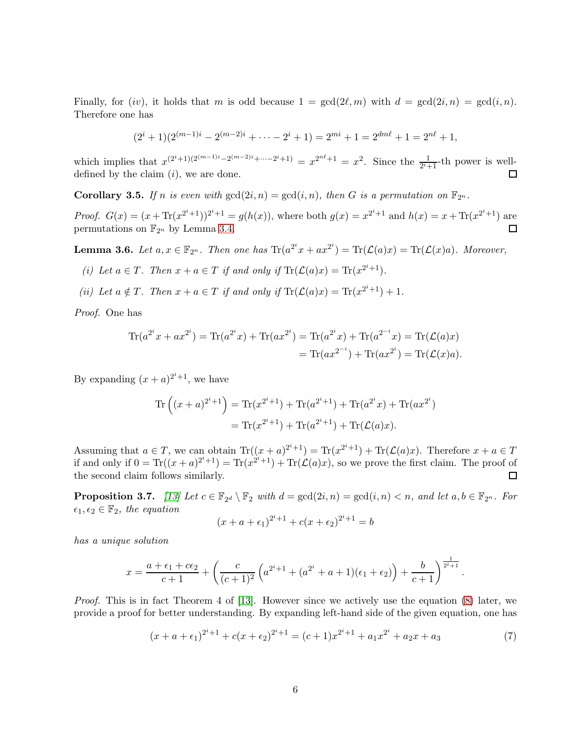Finally, for $(iv)$, it holds that $m$ is odd because $1 = \gcd(2\ell, m)$ with $d = \gcd(2i, n) = \gcd(i, n)$. Therefore one has

$$(2^i + 1)(2^{(m-1)i} - 2^{(m-2)i} + \cdots - 2^i + 1) = 2^{mi} + 1 = 2^{dm\ell} + 1 = 2^{n\ell} + 1,$$

which implies that $x^{(2^i+1)(2^{(m-1)i}-2^{(m-2)i}+\cdots-2^i+1)} = x^{2^{n\ell}+1} = x^2$. Since the $\frac{1}{2^i+1}$-th power is well-defined by the claim $(i)$, we are done. □

**Corollary 3.5.** *If $n$ is even with $\gcd(2i, n) = \gcd(i, n)$, then $G$ is a permutation on $\mathbb{F}_{2^n}$.*

*Proof.* $G(x) = (x + \mathrm{Tr}(x^{2^i+1}))^{2^i+1} = g(h(x))$, where both $g(x) = x^{2^i+1}$ and $h(x) = x + \mathrm{Tr}(x^{2^i+1})$ are permutations on $\mathbb{F}_{2^n}$ by Lemma 3.4. □

**Lemma 3.6.** *Let $a, x \in \mathbb{F}_{2^n}$. Then one has $\mathrm{Tr}(a^{2^i}x + ax^{2^i}) = \mathrm{Tr}(\mathcal{L}(a)x) = \mathrm{Tr}(\mathcal{L}(x)a)$. Moreover,*

*(i) Let $a \in T$. Then $x + a \in T$ if and only if $\mathrm{Tr}(\mathcal{L}(a)x) = \mathrm{Tr}(x^{2^i+1})$.*

*(ii) Let $a \notin T$. Then $x + a \in T$ if and only if $\mathrm{Tr}(\mathcal{L}(a)x) = \mathrm{Tr}(x^{2^i+1}) + 1$.*

*Proof.* One has

$$\begin{aligned}\mathrm{Tr}(a^{2^i}x + ax^{2^i}) = \mathrm{Tr}(a^{2^i}x) + \mathrm{Tr}(ax^{2^i}) &= \mathrm{Tr}(a^{2^i}x) + \mathrm{Tr}(a^{2^{-i}}x) = \mathrm{Tr}(\mathcal{L}(a)x)\\ &= \mathrm{Tr}(ax^{2^{-i}}) + \mathrm{Tr}(ax^{2^i}) = \mathrm{Tr}(\mathcal{L}(x)a).\end{aligned}$$

By expanding $(x+a)^{2^i+1}$, we have

$$\begin{aligned}\mathrm{Tr}\left((x+a)^{2^i+1}\right) &= \mathrm{Tr}(x^{2^i+1}) + \mathrm{Tr}(a^{2^i+1}) + \mathrm{Tr}(a^{2^i}x) + \mathrm{Tr}(ax^{2^i})\\ &= \mathrm{Tr}(x^{2^i+1}) + \mathrm{Tr}(a^{2^i+1}) + \mathrm{Tr}(\mathcal{L}(a)x).\end{aligned}$$

Assuming that $a \in T$, we can obtain $\mathrm{Tr}((x+a)^{2^i+1}) = \mathrm{Tr}(x^{2^i+1}) + \mathrm{Tr}(\mathcal{L}(a)x)$. Therefore $x + a \in T$ if and only if $0 = \mathrm{Tr}((x+a)^{2^i+1}) = \mathrm{Tr}(x^{2^i+1}) + \mathrm{Tr}(\mathcal{L}(a)x)$, so we prove the first claim. The proof of the second claim follows similarly. □

**Proposition 3.7.** *[13] Let $c \in \mathbb{F}_{2^d} \setminus \mathbb{F}_2$ with $d = \gcd(2i, n) = \gcd(i, n) < n$, and let $a, b \in \mathbb{F}_{2^n}$. For $\epsilon_1, \epsilon_2 \in \mathbb{F}_2$, the equation*

$$(x + a + \epsilon_1)^{2^i+1} + c(x + \epsilon_2)^{2^i+1} = b$$

*has a unique solution*

$$x = \frac{a + \epsilon_1 + c\epsilon_2}{c+1} + \left(\frac{c}{(c+1)^2}\left(a^{2^i+1} + (a^{2^i} + a + 1)(\epsilon_1 + \epsilon_2)\right) + \frac{b}{c+1}\right)^{\frac{1}{2^i+1}}.$$

*Proof.* This is in fact Theorem 4 of [13]. However since we actively use the equation (8) later, we provide a proof for better understanding. By expanding left-hand side of the given equation, one has

$$(x + a + \epsilon_1)^{2^i+1} + c(x + \epsilon_2)^{2^i+1} = (c+1)x^{2^i+1} + a_1x^{2^i} + a_2x + a_3 \tag{7}$$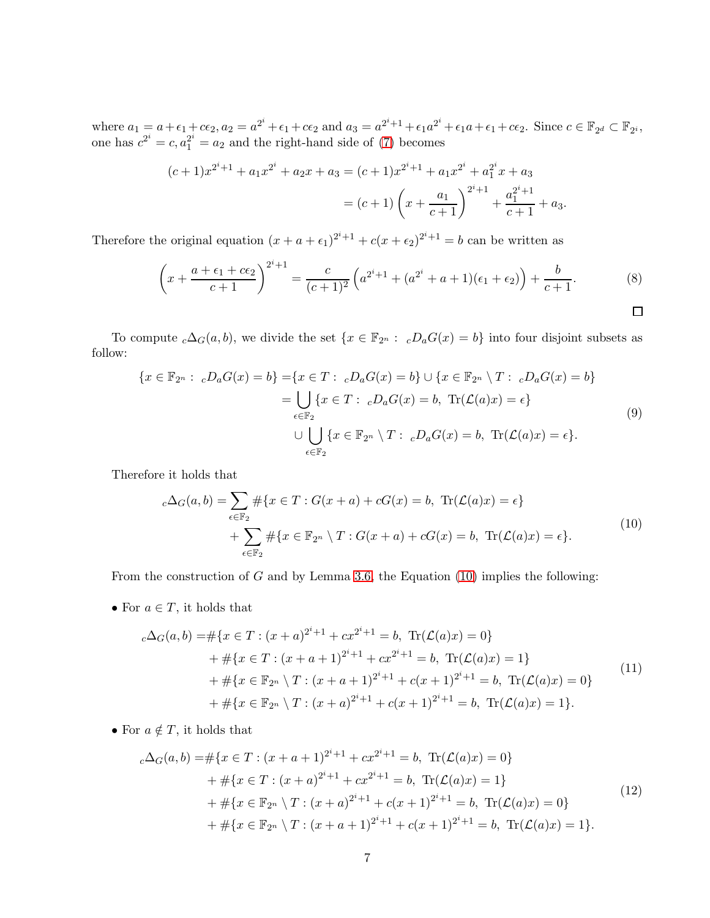where $a_1 = a + \epsilon_1 + c\epsilon_2$, $a_2 = a^{2^i} + \epsilon_1 + c\epsilon_2$ and $a_3 = a^{2^i+1} + \epsilon_1 a^{2^i} + \epsilon_1 a + \epsilon_1 + c\epsilon_2$. Since $c \in \mathbb{F}_{2^d} \subset \mathbb{F}_{2^i}$, one has $c^{2^i} = c, a_1^{2^i} = a_2$ and the right-hand side of (7) becomes

$$
\begin{aligned}
(c+1)x^{2^i+1} + a_1 x^{2^i} + a_2 x + a_3 &= (c+1)x^{2^i+1} + a_1 x^{2^i} + a_1^{2^i} x + a_3 \\
&= (c+1)\left(x + \frac{a_1}{c+1}\right)^{2^i+1} + \frac{a_1^{2^i+1}}{c+1} + a_3.
\end{aligned}
$$

Therefore the original equation $(x + a + \epsilon_1)^{2^i+1} + c(x + \epsilon_2)^{2^i+1} = b$ can be written as

$$
\left(x + \frac{a + \epsilon_1 + c\epsilon_2}{c+1}\right)^{2^i+1} = \frac{c}{(c+1)^2}\left(a^{2^i+1} + (a^{2^i} + a + 1)(\epsilon_1 + \epsilon_2)\right) + \frac{b}{c+1}. \tag{8}
$$

□

To compute ${}_c\Delta_G(a, b)$, we divide the set $\{x \in \mathbb{F}_{2^n} :\ {}_cD_aG(x) = b\}$ into four disjoint subsets as follow:

$$
\begin{aligned}
\{x \in \mathbb{F}_{2^n} :\ {}_cD_aG(x) = b\} =& \{x \in T :\ {}_cD_aG(x) = b\} \cup \{x \in \mathbb{F}_{2^n} \setminus T :\ {}_cD_aG(x) = b\} \\
=& \bigcup_{\epsilon \in \mathbb{F}_2} \{x \in T :\ {}_cD_aG(x) = b,\ \mathrm{Tr}(\mathcal{L}(a)x) = \epsilon\} \\
& \cup \bigcup_{\epsilon \in \mathbb{F}_2} \{x \in \mathbb{F}_{2^n} \setminus T :\ {}_cD_aG(x) = b,\ \mathrm{Tr}(\mathcal{L}(a)x) = \epsilon\}.
\end{aligned} \tag{9}
$$

Therefore it holds that

$$
\begin{aligned}
{}_c\Delta_G(a, b) =& \sum_{\epsilon \in \mathbb{F}_2} \#\{x \in T : G(x+a) + cG(x) = b,\ \mathrm{Tr}(\mathcal{L}(a)x) = \epsilon\} \\
&+ \sum_{\epsilon \in \mathbb{F}_2} \#\{x \in \mathbb{F}_{2^n} \setminus T : G(x+a) + cG(x) = b,\ \mathrm{Tr}(\mathcal{L}(a)x) = \epsilon\}.
\end{aligned} \tag{10}
$$

From the construction of $G$ and by Lemma 3.6, the Equation (10) implies the following:

- For $a \in T$, it holds that

$$
\begin{aligned}
{}_c\Delta_G(a, b) =& \#\{x \in T : (x+a)^{2^i+1} + cx^{2^i+1} = b,\ \mathrm{Tr}(\mathcal{L}(a)x) = 0\} \\
&+ \#\{x \in T : (x+a+1)^{2^i+1} + cx^{2^i+1} = b,\ \mathrm{Tr}(\mathcal{L}(a)x) = 1\} \\
&+ \#\{x \in \mathbb{F}_{2^n} \setminus T : (x+a+1)^{2^i+1} + c(x+1)^{2^i+1} = b,\ \mathrm{Tr}(\mathcal{L}(a)x) = 0\} \\
&+ \#\{x \in \mathbb{F}_{2^n} \setminus T : (x+a)^{2^i+1} + c(x+1)^{2^i+1} = b,\ \mathrm{Tr}(\mathcal{L}(a)x) = 1\}.
\end{aligned} \tag{11}
$$

- For $a \notin T$, it holds that

$$
\begin{aligned}
{}_c\Delta_G(a, b) =& \#\{x \in T : (x+a+1)^{2^i+1} + cx^{2^i+1} = b,\ \mathrm{Tr}(\mathcal{L}(a)x) = 0\} \\
&+ \#\{x \in T : (x+a)^{2^i+1} + cx^{2^i+1} = b,\ \mathrm{Tr}(\mathcal{L}(a)x) = 1\} \\
&+ \#\{x \in \mathbb{F}_{2^n} \setminus T : (x+a)^{2^i+1} + c(x+1)^{2^i+1} = b,\ \mathrm{Tr}(\mathcal{L}(a)x) = 0\} \\
&+ \#\{x \in \mathbb{F}_{2^n} \setminus T : (x+a+1)^{2^i+1} + c(x+1)^{2^i+1} = b,\ \mathrm{Tr}(\mathcal{L}(a)x) = 1\}.
\end{aligned} \tag{12}
$$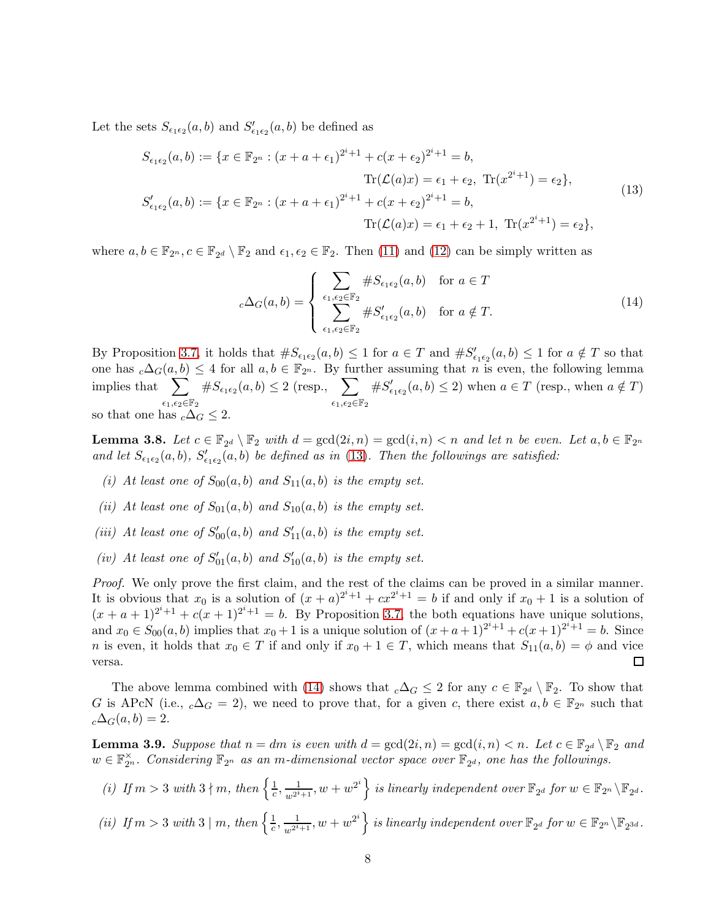Let the sets $S_{\epsilon_1\epsilon_2}(a,b)$ and $S'_{\epsilon_1\epsilon_2}(a,b)$ be defined as

$$
\begin{aligned}
S_{\epsilon_1\epsilon_2}(a,b) &:= \{x \in \mathbb{F}_{2^n} : (x+a+\epsilon_1)^{2^i+1} + c(x+\epsilon_2)^{2^i+1} = b, \\
&\qquad\qquad \mathrm{Tr}(\mathcal{L}(a)x) = \epsilon_1+\epsilon_2,\ \mathrm{Tr}(x^{2^i+1}) = \epsilon_2\}, \\
S'_{\epsilon_1\epsilon_2}(a,b) &:= \{x \in \mathbb{F}_{2^n} : (x+a+\epsilon_1)^{2^i+1} + c(x+\epsilon_2)^{2^i+1} = b, \\
&\qquad\qquad \mathrm{Tr}(\mathcal{L}(a)x) = \epsilon_1+\epsilon_2+1,\ \mathrm{Tr}(x^{2^i+1}) = \epsilon_2\},
\end{aligned}
\tag{13}
$$

where $a, b \in \mathbb{F}_{2^n}, c \in \mathbb{F}_{2^d} \setminus \mathbb{F}_2$ and $\epsilon_1, \epsilon_2 \in \mathbb{F}_2$. Then (11) and (12) can be simply written as

$$
{}_c\Delta_G(a,b) = \begin{cases} \displaystyle\sum_{\epsilon_1,\epsilon_2\in\mathbb{F}_2} \#S_{\epsilon_1\epsilon_2}(a,b) & \text{for } a \in T \\ \displaystyle\sum_{\epsilon_1,\epsilon_2\in\mathbb{F}_2} \#S'_{\epsilon_1\epsilon_2}(a,b) & \text{for } a \notin T. \end{cases}
\tag{14}
$$

By Proposition 3.7, it holds that $\#S_{\epsilon_1\epsilon_2}(a,b) \le 1$ for $a \in T$ and $\#S'_{\epsilon_1\epsilon_2}(a,b) \le 1$ for $a \notin T$ so that one has ${}_c\Delta_G(a,b) \le 4$ for all $a, b \in \mathbb{F}_{2^n}$. By further assuming that $n$ is even, the following lemma implies that $\sum_{\epsilon_1,\epsilon_2\in\mathbb{F}_2} \#S_{\epsilon_1\epsilon_2}(a,b) \le 2$ (resp., $\sum_{\epsilon_1,\epsilon_2\in\mathbb{F}_2} \#S'_{\epsilon_1\epsilon_2}(a,b) \le 2$) when $a \in T$ (resp., when $a \notin T$) so that one has ${}_c\Delta_G \le 2$.

**Lemma 3.8.** *Let $c \in \mathbb{F}_{2^d} \setminus \mathbb{F}_2$ with $d = \gcd(2i,n) = \gcd(i,n) < n$ and let $n$ be even. Let $a, b \in \mathbb{F}_{2^n}$ and let $S_{\epsilon_1\epsilon_2}(a,b)$, $S'_{\epsilon_1\epsilon_2}(a,b)$ be defined as in (13). Then the followings are satisfied:*

*(i) At least one of $S_{00}(a,b)$ and $S_{11}(a,b)$ is the empty set.*

*(ii) At least one of $S_{01}(a,b)$ and $S_{10}(a,b)$ is the empty set.*

*(iii) At least one of $S'_{00}(a,b)$ and $S'_{11}(a,b)$ is the empty set.*

*(iv) At least one of $S'_{01}(a,b)$ and $S'_{10}(a,b)$ is the empty set.*

*Proof.* We only prove the first claim, and the rest of the claims can be proved in a similar manner. It is obvious that $x_0$ is a solution of $(x+a)^{2^i+1} + cx^{2^i+1} = b$ if and only if $x_0+1$ is a solution of $(x+a+1)^{2^i+1} + c(x+1)^{2^i+1} = b$. By Proposition 3.7 the both equations have unique solutions, and $x_0 \in S_{00}(a,b)$ implies that $x_0+1$ is a unique solution of $(x+a+1)^{2^i+1} + c(x+1)^{2^i+1} = b$. Since $n$ is even, it holds that $x_0 \in T$ if and only if $x_0+1 \in T$, which means that $S_{11}(a,b) = \phi$ and vice versa. $\square$

The above lemma combined with (14) shows that ${}_c\Delta_G \le 2$ for any $c \in \mathbb{F}_{2^d} \setminus \mathbb{F}_2$. To show that $G$ is APcN (i.e., ${}_c\Delta_G = 2$), we need to prove that, for a given $c$, there exist $a, b \in \mathbb{F}_{2^n}$ such that ${}_c\Delta_G(a,b) = 2$.

**Lemma 3.9.** *Suppose that $n = dm$ is even with $d = \gcd(2i,n) = \gcd(i,n) < n$. Let $c \in \mathbb{F}_{2^d} \setminus \mathbb{F}_2$ and $w \in \mathbb{F}_{2^n}^\times$. Considering $\mathbb{F}_{2^n}$ as an $m$-dimensional vector space over $\mathbb{F}_{2^d}$, one has the followings.*

*(i) If $m > 3$ with $3 \nmid m$, then $\left\{\frac{1}{c}, \frac{1}{w^{2^i+1}}, w + w^{2^i}\right\}$ is linearly independent over $\mathbb{F}_{2^d}$ for $w \in \mathbb{F}_{2^n} \setminus \mathbb{F}_{2^d}$.*

*(ii) If $m > 3$ with $3 \mid m$, then $\left\{\frac{1}{c}, \frac{1}{w^{2^i+1}}, w + w^{2^i}\right\}$ is linearly independent over $\mathbb{F}_{2^d}$ for $w \in \mathbb{F}_{2^n} \setminus \mathbb{F}_{2^{3d}}$.*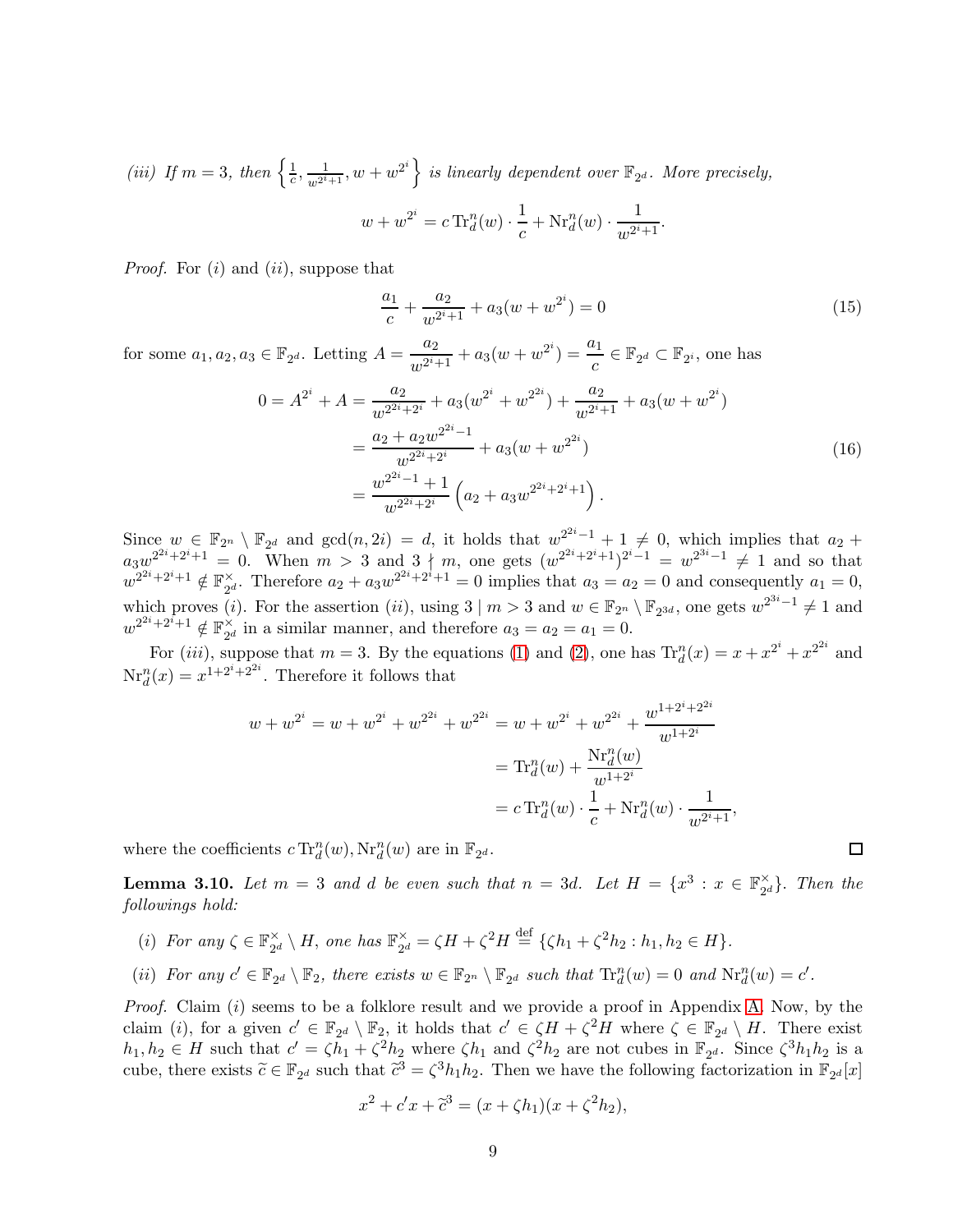*(iii) If $m = 3$, then $\left\{\frac{1}{c}, \frac{1}{w^{2^i+1}}, w + w^{2^i}\right\}$ is linearly dependent over $\mathbb{F}_{2^d}$. More precisely,*

$$w + w^{2^i} = c\,\mathrm{Tr}_d^n(w) \cdot \frac{1}{c} + \mathrm{Nr}_d^n(w) \cdot \frac{1}{w^{2^i+1}}.$$

*Proof.* For $(i)$ and $(ii)$, suppose that

$$\frac{a_1}{c} + \frac{a_2}{w^{2^i+1}} + a_3(w + w^{2^i}) = 0 \tag{15}$$

for some $a_1, a_2, a_3 \in \mathbb{F}_{2^d}$. Letting $A = \dfrac{a_2}{w^{2^i+1}} + a_3(w + w^{2^i}) = \dfrac{a_1}{c} \in \mathbb{F}_{2^d} \subset \mathbb{F}_{2^i}$, one has

$$\begin{aligned}
0 = A^{2^i} + A &= \frac{a_2}{w^{2^{2i}+2^i}} + a_3(w^{2^i} + w^{2^{2i}}) + \frac{a_2}{w^{2^i+1}} + a_3(w + w^{2^i}) \\
&= \frac{a_2 + a_2 w^{2^{2i}-1}}{w^{2^{2i}+2^i}} + a_3(w + w^{2^{2i}}) \\
&= \frac{w^{2^{2i}-1}+1}{w^{2^{2i}+2^i}}\left(a_2 + a_3 w^{2^{2i}+2^i+1}\right).
\end{aligned} \tag{16}$$

Since $w \in \mathbb{F}_{2^n} \setminus \mathbb{F}_{2^d}$ and $\gcd(n, 2i) = d$, it holds that $w^{2^{2i}-1} + 1 \neq 0$, which implies that $a_2 + a_3 w^{2^{2i}+2^i+1} = 0$. When $m > 3$ and $3 \nmid m$, one gets $(w^{2^{2i}+2^i+1})^{2^i-1} = w^{2^{3i}-1} \neq 1$ and so that $w^{2^{2i}+2^i+1} \notin \mathbb{F}_{2^d}^{\times}$. Therefore $a_2 + a_3 w^{2^{2i}+2^i+1} = 0$ implies that $a_3 = a_2 = 0$ and consequently $a_1 = 0$, which proves $(i)$. For the assertion $(ii)$, using $3 \mid m > 3$ and $w \in \mathbb{F}_{2^n} \setminus \mathbb{F}_{2^{3d}}$, one gets $w^{2^{3i}-1} \neq 1$ and $w^{2^{2i}+2^i+1} \notin \mathbb{F}_{2^d}^{\times}$ in a similar manner, and therefore $a_3 = a_2 = a_1 = 0$.

For $(iii)$, suppose that $m = 3$. By the equations (1) and (2), one has $\mathrm{Tr}_d^n(x) = x + x^{2^i} + x^{2^{2i}}$ and $\mathrm{Nr}_d^n(x) = x^{1+2^i+2^{2i}}$. Therefore it follows that

$$\begin{aligned}
w + w^{2^i} = w + w^{2^i} + w^{2^{2i}} + w^{2^{2i}} &= w + w^{2^i} + w^{2^{2i}} + \frac{w^{1+2^i+2^{2i}}}{w^{1+2^i}} \\
&= \mathrm{Tr}_d^n(w) + \frac{\mathrm{Nr}_d^n(w)}{w^{1+2^i}} \\
&= c\,\mathrm{Tr}_d^n(w) \cdot \frac{1}{c} + \mathrm{Nr}_d^n(w) \cdot \frac{1}{w^{2^i+1}},
\end{aligned}$$

where the coefficients $c\,\mathrm{Tr}_d^n(w), \mathrm{Nr}_d^n(w)$ are in $\mathbb{F}_{2^d}$. $\square$

**Lemma 3.10.** *Let $m = 3$ and $d$ be even such that $n = 3d$. Let $H = \{x^3 : x \in \mathbb{F}_{2^d}^{\times}\}$. Then the followings hold:*

*(i) For any $\zeta \in \mathbb{F}_{2^d}^{\times} \setminus H$, one has $\mathbb{F}_{2^d}^{\times} = \zeta H + \zeta^2 H \overset{\text{def}}{=} \{\zeta h_1 + \zeta^2 h_2 : h_1, h_2 \in H\}$.*

*(ii) For any $c' \in \mathbb{F}_{2^d} \setminus \mathbb{F}_2$, there exists $w \in \mathbb{F}_{2^n} \setminus \mathbb{F}_{2^d}$ such that $\mathrm{Tr}_d^n(w) = 0$ and $\mathrm{Nr}_d^n(w) = c'$.*

*Proof.* Claim $(i)$ seems to be a folklore result and we provide a proof in Appendix A. Now, by the claim $(i)$, for a given $c' \in \mathbb{F}_{2^d} \setminus \mathbb{F}_2$, it holds that $c' \in \zeta H + \zeta^2 H$ where $\zeta \in \mathbb{F}_{2^d} \setminus H$. There exist $h_1, h_2 \in H$ such that $c' = \zeta h_1 + \zeta^2 h_2$ where $\zeta h_1$ and $\zeta^2 h_2$ are not cubes in $\mathbb{F}_{2^d}$. Since $\zeta^3 h_1 h_2$ is a cube, there exists $\widetilde{c} \in \mathbb{F}_{2^d}$ such that $\widetilde{c}^3 = \zeta^3 h_1 h_2$. Then we have the following factorization in $\mathbb{F}_{2^d}[x]$

$$x^2 + c'x + \widetilde{c}^3 = (x + \zeta h_1)(x + \zeta^2 h_2),$$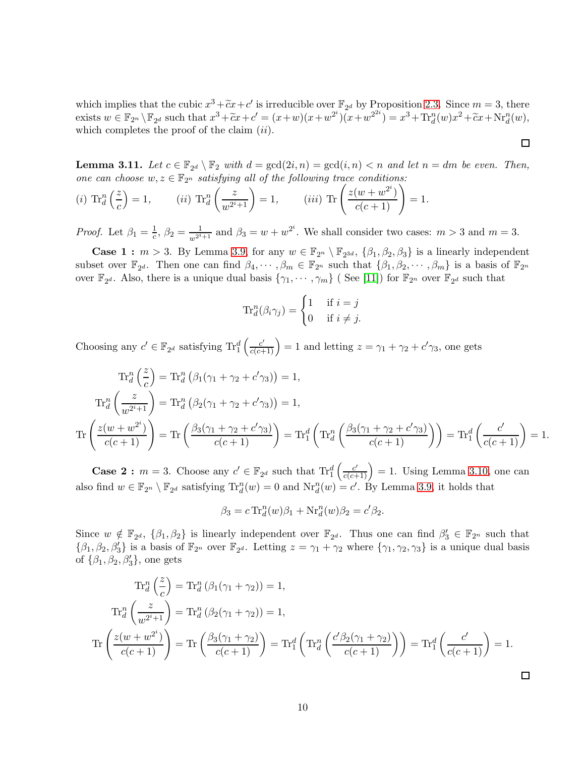which implies that the cubic $x^3+\widetilde{c}x+c'$ is irreducible over $\mathbb{F}_{2^d}$ by Proposition 2.3. Since $m=3$, there exists $w\in\mathbb{F}_{2^n}\setminus\mathbb{F}_{2^d}$ such that $x^3+\widetilde{c}x+c'=(x+w)(x+w^{2^i})(x+w^{2^{2i}})=x^3+\mathrm{Tr}_d^n(w)x^2+\widetilde{c}x+\mathrm{Nr}_d^n(w)$, which completes the proof of the claim $(ii)$.

□

**Lemma 3.11.** *Let $c\in\mathbb{F}_{2^d}\setminus\mathbb{F}_2$ with $d=\gcd(2i,n)=\gcd(i,n)<n$ and let $n=dm$ be even. Then, one can choose $w,z\in\mathbb{F}_{2^n}$ satisfying all of the following trace conditions:*

$(i)$ $\mathrm{Tr}_d^n\left(\frac{z}{c}\right)=1,\qquad (ii)$ $\mathrm{Tr}_d^n\left(\frac{z}{w^{2^i+1}}\right)=1,\qquad (iii)$ $\mathrm{Tr}\left(\frac{z(w+w^{2^i})}{c(c+1)}\right)=1.$

*Proof.* Let $\beta_1=\frac{1}{c}$, $\beta_2=\frac{1}{w^{2^i+1}}$ and $\beta_3=w+w^{2^i}$. We shall consider two cases: $m>3$ and $m=3$.

**Case 1 :** $m>3$. By Lemma 3.9, for any $w\in\mathbb{F}_{2^n}\setminus\mathbb{F}_{2^{3d}}$, $\{\beta_1,\beta_2,\beta_3\}$ is a linearly independent subset over $\mathbb{F}_{2^d}$. Then one can find $\beta_4,\cdots,\beta_m\in\mathbb{F}_{2^n}$ such that $\{\beta_1,\beta_2,\cdots,\beta_m\}$ is a basis of $\mathbb{F}_{2^n}$ over $\mathbb{F}_{2^d}$. Also, there is a unique dual basis $\{\gamma_1,\cdots,\gamma_m\}$ ( See [11]) for $\mathbb{F}_{2^n}$ over $\mathbb{F}_{2^d}$ such that

$$\mathrm{Tr}_d^n(\beta_i\gamma_j)=\begin{cases}1 & \text{if } i=j\\ 0 & \text{if } i\neq j.\end{cases}$$

Choosing any $c'\in\mathbb{F}_{2^d}$ satisfying $\mathrm{Tr}_1^d\left(\frac{c'}{c(c+1)}\right)=1$ and letting $z=\gamma_1+\gamma_2+c'\gamma_3$, one gets

$$\begin{aligned}
\mathrm{Tr}_d^n\left(\frac{z}{c}\right)&=\mathrm{Tr}_d^n\left(\beta_1(\gamma_1+\gamma_2+c'\gamma_3)\right)=1,\\
\mathrm{Tr}_d^n\left(\frac{z}{w^{2^i+1}}\right)&=\mathrm{Tr}_d^n\left(\beta_2(\gamma_1+\gamma_2+c'\gamma_3)\right)=1,\\
\mathrm{Tr}\left(\frac{z(w+w^{2^i})}{c(c+1)}\right)&=\mathrm{Tr}\left(\frac{\beta_3(\gamma_1+\gamma_2+c'\gamma_3)}{c(c+1)}\right)=\mathrm{Tr}_1^d\left(\mathrm{Tr}_d^n\left(\frac{\beta_3(\gamma_1+\gamma_2+c'\gamma_3)}{c(c+1)}\right)\right)=\mathrm{Tr}_1^d\left(\frac{c'}{c(c+1)}\right)=1.
\end{aligned}$$

**Case 2 :** $m=3$. Choose any $c'\in\mathbb{F}_{2^d}$ such that $\mathrm{Tr}_1^d\left(\frac{c'}{c(c+1)}\right)=1$. Using Lemma 3.10, one can also find $w\in\mathbb{F}_{2^n}\setminus\mathbb{F}_{2^d}$ satisfying $\mathrm{Tr}_d^n(w)=0$ and $\mathrm{Nr}_d^n(w)=c'$. By Lemma 3.9, it holds that

$$\beta_3=c\,\mathrm{Tr}_d^n(w)\beta_1+\mathrm{Nr}_d^n(w)\beta_2=c'\beta_2.$$

Since $w\notin\mathbb{F}_{2^d}$, $\{\beta_1,\beta_2\}$ is linearly independent over $\mathbb{F}_{2^d}$. Thus one can find $\beta_3'\in\mathbb{F}_{2^n}$ such that $\{\beta_1,\beta_2,\beta_3'\}$ is a basis of $\mathbb{F}_{2^n}$ over $\mathbb{F}_{2^d}$. Letting $z=\gamma_1+\gamma_2$ where $\{\gamma_1,\gamma_2,\gamma_3\}$ is a unique dual basis of $\{\beta_1,\beta_2,\beta_3'\}$, one gets

$$\begin{aligned}
\mathrm{Tr}_d^n\left(\frac{z}{c}\right)&=\mathrm{Tr}_d^n\left(\beta_1(\gamma_1+\gamma_2)\right)=1,\\
\mathrm{Tr}_d^n\left(\frac{z}{w^{2^i+1}}\right)&=\mathrm{Tr}_d^n\left(\beta_2(\gamma_1+\gamma_2)\right)=1,\\
\mathrm{Tr}\left(\frac{z(w+w^{2^i})}{c(c+1)}\right)&=\mathrm{Tr}\left(\frac{\beta_3(\gamma_1+\gamma_2)}{c(c+1)}\right)=\mathrm{Tr}_1^d\left(\mathrm{Tr}_d^n\left(\frac{c'\beta_2(\gamma_1+\gamma_2)}{c(c+1)}\right)\right)=\mathrm{Tr}_1^d\left(\frac{c'}{c(c+1)}\right)=1.
\end{aligned}$$

□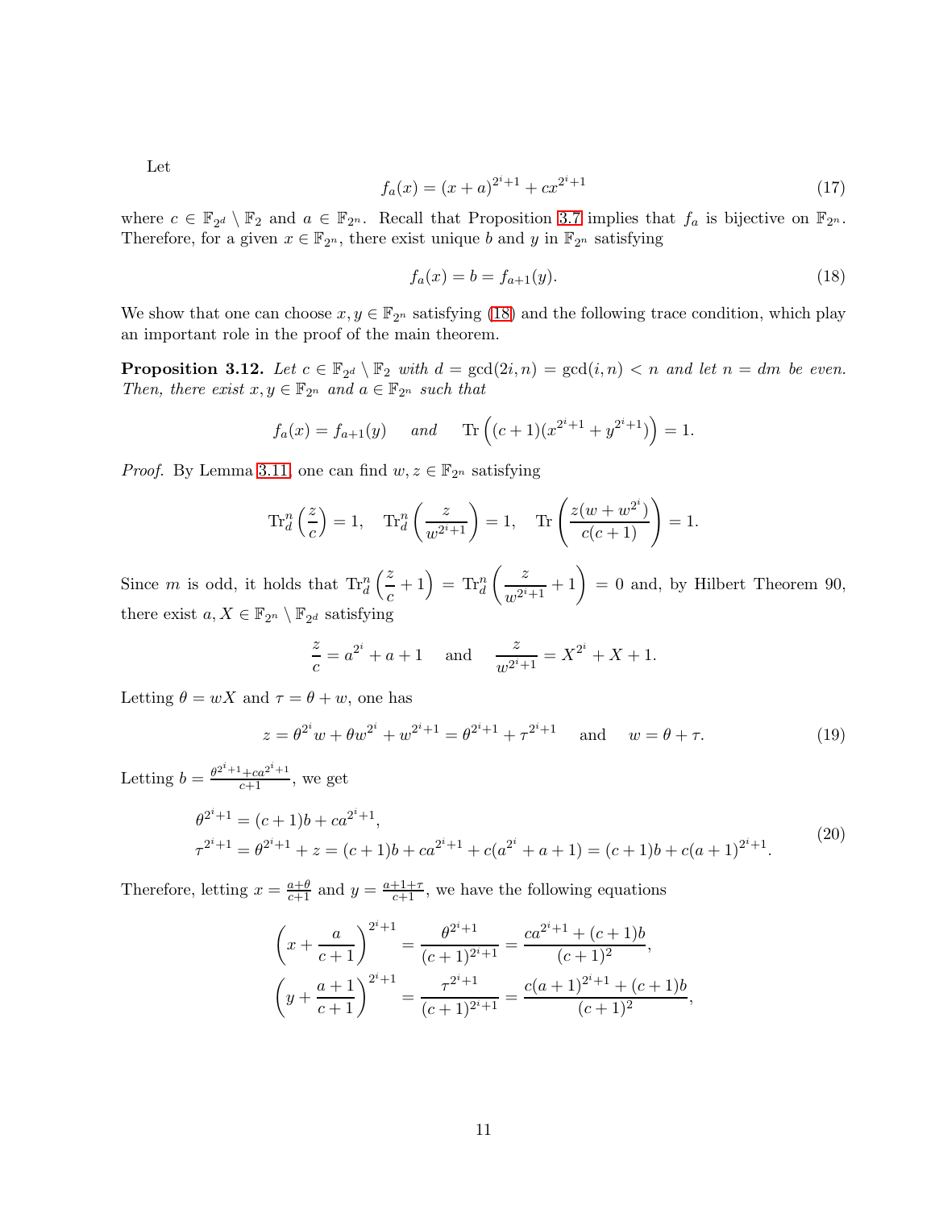Let

$$f_a(x) = (x + a)^{2^i+1} + cx^{2^i+1} \tag{17}$$

where $c \in \mathbb{F}_{2^d} \setminus \mathbb{F}_2$ and $a \in \mathbb{F}_{2^n}$. Recall that Proposition 3.7 implies that $f_a$ is bijective on $\mathbb{F}_{2^n}$. Therefore, for a given $x \in \mathbb{F}_{2^n}$, there exist unique $b$ and $y$ in $\mathbb{F}_{2^n}$ satisfying

$$f_a(x) = b = f_{a+1}(y). \tag{18}$$

We show that one can choose $x, y \in \mathbb{F}_{2^n}$ satisfying (18) and the following trace condition, which play an important role in the proof of the main theorem.

**Proposition 3.12.** *Let $c \in \mathbb{F}_{2^d} \setminus \mathbb{F}_2$ with $d = \gcd(2i, n) = \gcd(i, n) < n$ and let $n = dm$ be even. Then, there exist $x, y \in \mathbb{F}_{2^n}$ and $a \in \mathbb{F}_{2^n}$ such that*

$$f_a(x) = f_{a+1}(y) \quad \text{ and } \quad \mathrm{Tr}\left((c+1)(x^{2^i+1} + y^{2^i+1})\right) = 1.$$

*Proof.* By Lemma 3.11, one can find $w, z \in \mathbb{F}_{2^n}$ satisfying

$$\mathrm{Tr}_d^n\left(\frac{z}{c}\right) = 1, \quad \mathrm{Tr}_d^n\left(\frac{z}{w^{2^i+1}}\right) = 1, \quad \mathrm{Tr}\left(\frac{z(w + w^{2^i})}{c(c+1)}\right) = 1.$$

Since $m$ is odd, it holds that $\mathrm{Tr}_d^n\left(\frac{z}{c} + 1\right) = \mathrm{Tr}_d^n\left(\frac{z}{w^{2^i+1}} + 1\right) = 0$ and, by Hilbert Theorem 90, there exist $a, X \in \mathbb{F}_{2^n} \setminus \mathbb{F}_{2^d}$ satisfying

$$\frac{z}{c} = a^{2^i} + a + 1 \quad \text{ and } \quad \frac{z}{w^{2^i+1}} = X^{2^i} + X + 1.$$

Letting $\theta = wX$ and $\tau = \theta + w$, one has

$$z = \theta^{2^i}w + \theta w^{2^i} + w^{2^i+1} = \theta^{2^i+1} + \tau^{2^i+1} \quad \text{ and } \quad w = \theta + \tau. \tag{19}$$

Letting $b = \frac{\theta^{2^i+1} + ca^{2^i+1}}{c+1}$, we get

$$\begin{aligned}
\theta^{2^i+1} &= (c+1)b + ca^{2^i+1}, \\
\tau^{2^i+1} &= \theta^{2^i+1} + z = (c+1)b + ca^{2^i+1} + c(a^{2^i} + a + 1) = (c+1)b + c(a+1)^{2^i+1}.
\end{aligned} \tag{20}$$

Therefore, letting $x = \frac{a+\theta}{c+1}$ and $y = \frac{a+1+\tau}{c+1}$, we have the following equations

$$\begin{aligned}
\left(x + \frac{a}{c+1}\right)^{2^i+1} &= \frac{\theta^{2^i+1}}{(c+1)^{2^i+1}} = \frac{ca^{2^i+1} + (c+1)b}{(c+1)^2}, \\
\left(y + \frac{a+1}{c+1}\right)^{2^i+1} &= \frac{\tau^{2^i+1}}{(c+1)^{2^i+1}} = \frac{c(a+1)^{2^i+1} + (c+1)b}{(c+1)^2},
\end{aligned}$$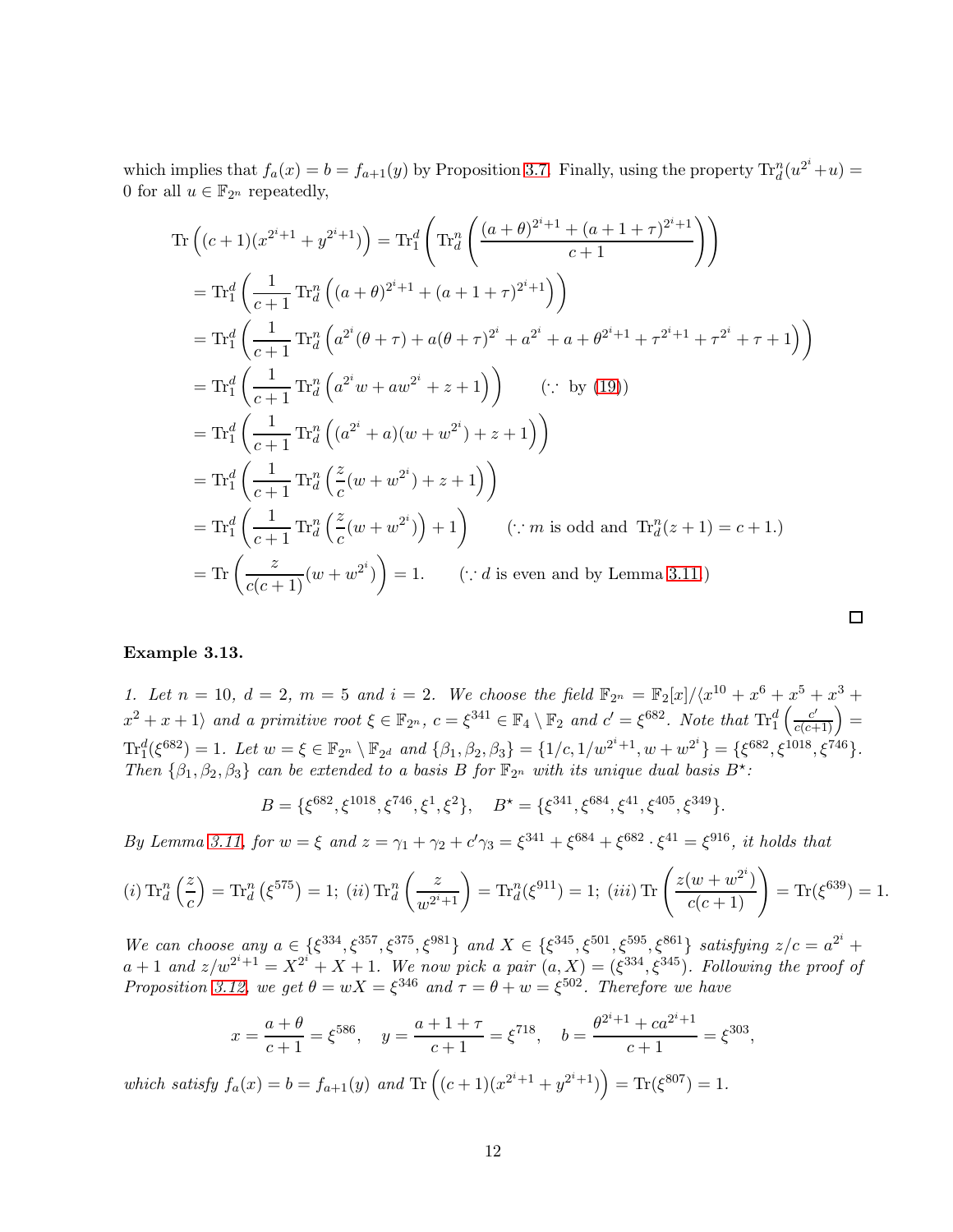which implies that $f_a(x) = b = f_{a+1}(y)$ by Proposition 3.7. Finally, using the property $\mathrm{Tr}_d^n(u^{2^i}+u) = 0$ for all $u \in \mathbb{F}_{2^n}$ repeatedly,

$$
\begin{aligned}
\mathrm{Tr}\left((c+1)(x^{2^i+1}+y^{2^i+1})\right) &= \mathrm{Tr}_1^d\left(\mathrm{Tr}_d^n\left(\frac{(a+\theta)^{2^i+1}+(a+1+\tau)^{2^i+1}}{c+1}\right)\right)\\
&= \mathrm{Tr}_1^d\left(\frac{1}{c+1}\mathrm{Tr}_d^n\left((a+\theta)^{2^i+1}+(a+1+\tau)^{2^i+1}\right)\right)\\
&= \mathrm{Tr}_1^d\left(\frac{1}{c+1}\mathrm{Tr}_d^n\left(a^{2^i}(\theta+\tau)+a(\theta+\tau)^{2^i}+a^{2^i}+a+\theta^{2^i+1}+\tau^{2^i+1}+\tau^{2^i}+\tau+1\right)\right)\\
&= \mathrm{Tr}_1^d\left(\frac{1}{c+1}\mathrm{Tr}_d^n\left(a^{2^i}w+aw^{2^i}+z+1\right)\right) \qquad (\because \text{ by (19)})\\
&= \mathrm{Tr}_1^d\left(\frac{1}{c+1}\mathrm{Tr}_d^n\left((a^{2^i}+a)(w+w^{2^i})+z+1\right)\right)\\
&= \mathrm{Tr}_1^d\left(\frac{1}{c+1}\mathrm{Tr}_d^n\left(\frac{z}{c}(w+w^{2^i})+z+1\right)\right)\\
&= \mathrm{Tr}_1^d\left(\frac{1}{c+1}\mathrm{Tr}_d^n\left(\frac{z}{c}(w+w^{2^i})\right)+1\right) \qquad (\because m \text{ is odd and } \mathrm{Tr}_d^n(z+1)=c+1.)\\
&= \mathrm{Tr}\left(\frac{z}{c(c+1)}(w+w^{2^i})\right)=1. \qquad (\because d \text{ is even and by Lemma 3.11.})
\end{aligned}
$$

□

**Example 3.13.**

*1. Let $n = 10$, $d = 2$, $m = 5$ and $i = 2$. We choose the field $\mathbb{F}_{2^n} = \mathbb{F}_2[x]/\langle x^{10}+x^6+x^5+x^3+x^2+x+1\rangle$ and a primitive root $\xi \in \mathbb{F}_{2^n}$, $c = \xi^{341} \in \mathbb{F}_4 \setminus \mathbb{F}_2$ and $c' = \xi^{682}$. Note that $\mathrm{Tr}_1^d\left(\frac{c'}{c(c+1)}\right) = \mathrm{Tr}_1^d(\xi^{682}) = 1$. Let $w = \xi \in \mathbb{F}_{2^n} \setminus \mathbb{F}_{2^d}$ and $\{\beta_1, \beta_2, \beta_3\} = \{1/c, 1/w^{2^i+1}, w+w^{2^i}\} = \{\xi^{682}, \xi^{1018}, \xi^{746}\}$. Then $\{\beta_1,\beta_2,\beta_3\}$ can be extended to a basis $B$ for $\mathbb{F}_{2^n}$ with its unique dual basis $B^\star$:*

$$B = \{\xi^{682}, \xi^{1018}, \xi^{746}, \xi^1, \xi^2\}, \quad B^\star = \{\xi^{341}, \xi^{684}, \xi^{41}, \xi^{405}, \xi^{349}\}.$$

*By Lemma 3.11, for $w = \xi$ and $z = \gamma_1+\gamma_2+c'\gamma_3 = \xi^{341}+\xi^{684}+\xi^{682}\cdot\xi^{41} = \xi^{916}$, it holds that*

$$(i)\ \mathrm{Tr}_d^n\left(\frac{z}{c}\right) = \mathrm{Tr}_d^n\left(\xi^{575}\right) = 1;\ (ii)\ \mathrm{Tr}_d^n\left(\frac{z}{w^{2^i+1}}\right) = \mathrm{Tr}_d^n(\xi^{911}) = 1;\ (iii)\ \mathrm{Tr}\left(\frac{z(w+w^{2^i})}{c(c+1)}\right) = \mathrm{Tr}(\xi^{639}) = 1.$$

*We can choose any $a \in \{\xi^{334}, \xi^{357}, \xi^{375}, \xi^{981}\}$ and $X \in \{\xi^{345}, \xi^{501}, \xi^{595}, \xi^{861}\}$ satisfying $z/c = a^{2^i}+a+1$ and $z/w^{2^i+1} = X^{2^i}+X+1$. We now pick a pair $(a, X) = (\xi^{334}, \xi^{345})$. Following the proof of Proposition 3.12, we get $\theta = wX = \xi^{346}$ and $\tau = \theta + w = \xi^{502}$. Therefore we have*

$$x = \frac{a+\theta}{c+1} = \xi^{586}, \quad y = \frac{a+1+\tau}{c+1} = \xi^{718}, \quad b = \frac{\theta^{2^i+1}+ca^{2^i+1}}{c+1} = \xi^{303},$$

*which satisfy $f_a(x) = b = f_{a+1}(y)$ and $\mathrm{Tr}\left((c+1)(x^{2^i+1}+y^{2^i+1})\right) = \mathrm{Tr}(\xi^{807}) = 1$.*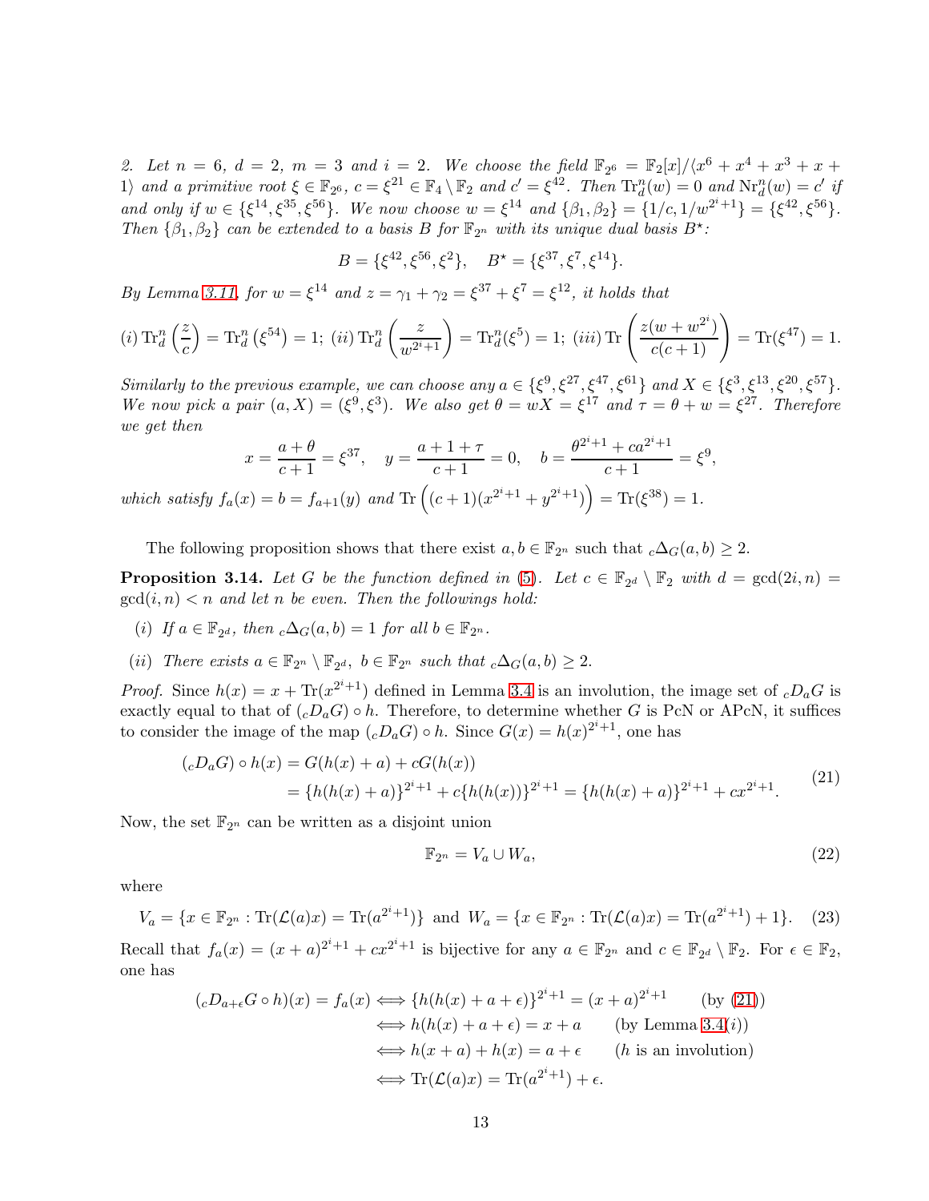*2. Let $n = 6$, $d = 2$, $m = 3$ and $i = 2$. We choose the field $\mathbb{F}_{2^6} = \mathbb{F}_2[x]/\langle x^6 + x^4 + x^3 + x + 1\rangle$ and a primitive root $\xi \in \mathbb{F}_{2^6}$, $c = \xi^{21} \in \mathbb{F}_4 \setminus \mathbb{F}_2$ and $c' = \xi^{42}$. Then $\mathrm{Tr}_d^n(w) = 0$ and $\mathrm{Nr}_d^n(w) = c'$ if and only if $w \in \{\xi^{14}, \xi^{35}, \xi^{56}\}$. We now choose $w = \xi^{14}$ and $\{\beta_1, \beta_2\} = \{1/c, 1/w^{2^i+1}\} = \{\xi^{42}, \xi^{56}\}$. Then $\{\beta_1, \beta_2\}$ can be extended to a basis $B$ for $\mathbb{F}_{2^n}$ with its unique dual basis $B^\star$:*

$$B = \{\xi^{42}, \xi^{56}, \xi^2\}, \quad B^\star = \{\xi^{37}, \xi^7, \xi^{14}\}.$$

*By Lemma 3.11, for $w = \xi^{14}$ and $z = \gamma_1 + \gamma_2 = \xi^{37} + \xi^7 = \xi^{12}$, it holds that*

$$(i)\, \mathrm{Tr}_d^n\left(\frac{z}{c}\right) = \mathrm{Tr}_d^n\left(\xi^{54}\right) = 1;\ (ii)\, \mathrm{Tr}_d^n\left(\frac{z}{w^{2^i+1}}\right) = \mathrm{Tr}_d^n(\xi^5) = 1;\ (iii)\, \mathrm{Tr}\left(\frac{z(w + w^{2^i})}{c(c+1)}\right) = \mathrm{Tr}(\xi^{47}) = 1.$$

*Similarly to the previous example, we can choose any $a \in \{\xi^9, \xi^{27}, \xi^{47}, \xi^{61}\}$ and $X \in \{\xi^3, \xi^{13}, \xi^{20}, \xi^{57}\}$. We now pick a pair $(a, X) = (\xi^9, \xi^3)$. We also get $\theta = wX = \xi^{17}$ and $\tau = \theta + w = \xi^{27}$. Therefore we get then*

$$x = \frac{a + \theta}{c+1} = \xi^{37}, \quad y = \frac{a + 1 + \tau}{c+1} = 0, \quad b = \frac{\theta^{2^i+1} + ca^{2^i+1}}{c+1} = \xi^9,$$

*which satisfy $f_a(x) = b = f_{a+1}(y)$ and $\mathrm{Tr}\left((c+1)(x^{2^i+1} + y^{2^i+1})\right) = \mathrm{Tr}(\xi^{38}) = 1$.*

The following proposition shows that there exist $a, b \in \mathbb{F}_{2^n}$ such that ${}_c\Delta_G(a, b) \geq 2$.

**Proposition 3.14.** *Let $G$ be the function defined in (5). Let $c \in \mathbb{F}_{2^d} \setminus \mathbb{F}_2$ with $d = \gcd(2i, n) = \gcd(i, n) < n$ and let $n$ be even. Then the followings hold:*

- *(i) If $a \in \mathbb{F}_{2^d}$, then ${}_c\Delta_G(a, b) = 1$ for all $b \in \mathbb{F}_{2^n}$.*
- *(ii) There exists $a \in \mathbb{F}_{2^n} \setminus \mathbb{F}_{2^d}$, $b \in \mathbb{F}_{2^n}$ such that ${}_c\Delta_G(a, b) \geq 2$.*

*Proof.* Since $h(x) = x + \mathrm{Tr}(x^{2^i+1})$ defined in Lemma 3.4 is an involution, the image set of ${}_cD_aG$ is exactly equal to that of $({}_cD_aG) \circ h$. Therefore, to determine whether $G$ is PcN or APcN, it suffices to consider the image of the map $({}_cD_aG) \circ h$. Since $G(x) = h(x)^{2^i+1}$, one has

$$\begin{aligned}({}_cD_aG) \circ h(x) &= G(h(x) + a) + cG(h(x)) \\ &= \{h(h(x) + a)\}^{2^i+1} + c\{h(h(x))\}^{2^i+1} = \{h(h(x) + a)\}^{2^i+1} + cx^{2^i+1}.\end{aligned} \tag{21}$$

Now, the set $\mathbb{F}_{2^n}$ can be written as a disjoint union

$$\mathbb{F}_{2^n} = V_a \cup W_a, \tag{22}$$

where

$$V_a = \{x \in \mathbb{F}_{2^n} : \mathrm{Tr}(\mathcal{L}(a)x) = \mathrm{Tr}(a^{2^i+1})\} \text{ and } W_a = \{x \in \mathbb{F}_{2^n} : \mathrm{Tr}(\mathcal{L}(a)x) = \mathrm{Tr}(a^{2^i+1}) + 1\}. \tag{23}$$

Recall that $f_a(x) = (x + a)^{2^i+1} + cx^{2^i+1}$ is bijective for any $a \in \mathbb{F}_{2^n}$ and $c \in \mathbb{F}_{2^d} \setminus \mathbb{F}_2$. For $\epsilon \in \mathbb{F}_2$, one has

$$\begin{aligned}({}_cD_{a+\epsilon}G \circ h)(x) = f_a(x) &\iff \{h(h(x) + a + \epsilon)\}^{2^i+1} = (x + a)^{2^i+1} \qquad \text{(by (21))} \\ &\iff h(h(x) + a + \epsilon) = x + a \qquad \text{(by Lemma 3.4(}i\text{))} \\ &\iff h(x + a) + h(x) = a + \epsilon \qquad (h \text{ is an involution}) \\ &\iff \mathrm{Tr}(\mathcal{L}(a)x) = \mathrm{Tr}(a^{2^i+1}) + \epsilon.\end{aligned}$$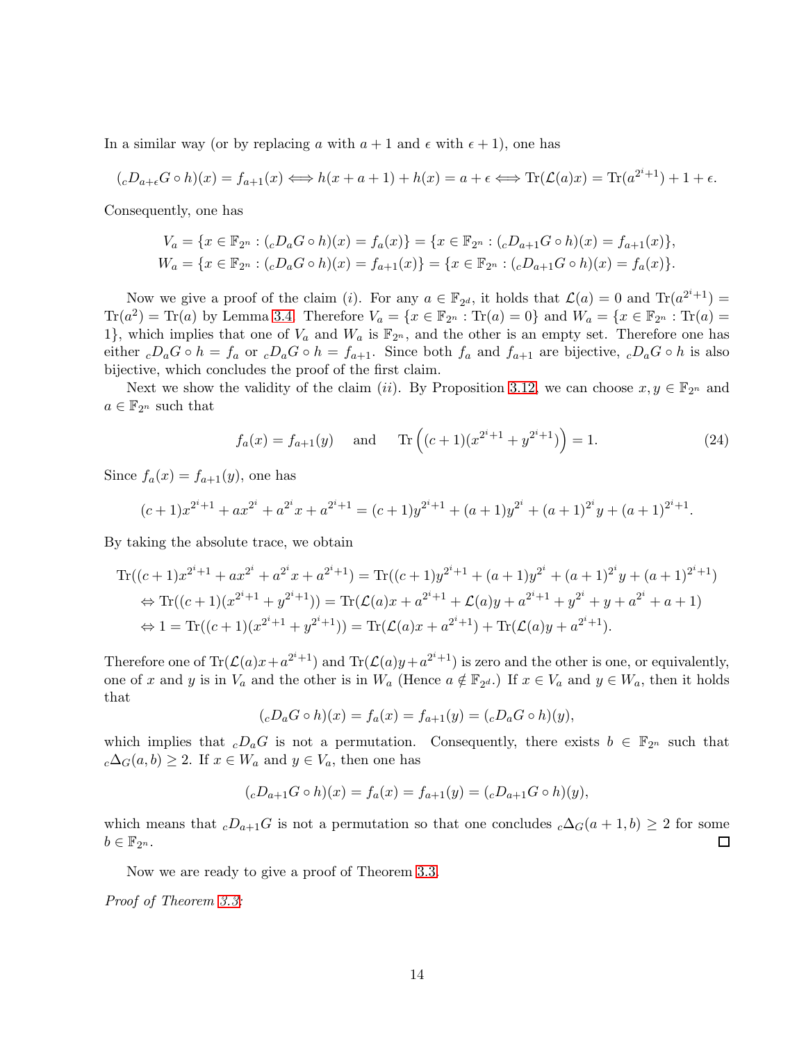In a similar way (or by replacing $a$ with $a+1$ and $\epsilon$ with $\epsilon+1$), one has

$$({}_cD_{a+\epsilon}G \circ h)(x) = f_{a+1}(x) \Longleftrightarrow h(x+a+1) + h(x) = a + \epsilon \Longleftrightarrow \mathrm{Tr}(\mathcal{L}(a)x) = \mathrm{Tr}(a^{2^i+1}) + 1 + \epsilon.$$

Consequently, one has

$$V_a = \{x \in \mathbb{F}_{2^n} : ({}_cD_aG \circ h)(x) = f_a(x)\} = \{x \in \mathbb{F}_{2^n} : ({}_cD_{a+1}G \circ h)(x) = f_{a+1}(x)\},$$
$$W_a = \{x \in \mathbb{F}_{2^n} : ({}_cD_aG \circ h)(x) = f_{a+1}(x)\} = \{x \in \mathbb{F}_{2^n} : ({}_cD_{a+1}G \circ h)(x) = f_a(x)\}.$$

Now we give a proof of the claim $(i)$. For any $a \in \mathbb{F}_{2^d}$, it holds that $\mathcal{L}(a) = 0$ and $\mathrm{Tr}(a^{2^i+1}) = \mathrm{Tr}(a^2) = \mathrm{Tr}(a)$ by Lemma 3.4. Therefore $V_a = \{x \in \mathbb{F}_{2^n} : \mathrm{Tr}(a) = 0\}$ and $W_a = \{x \in \mathbb{F}_{2^n} : \mathrm{Tr}(a) = 1\}$, which implies that one of $V_a$ and $W_a$ is $\mathbb{F}_{2^n}$, and the other is an empty set. Therefore one has either ${}_cD_aG \circ h = f_a$ or ${}_cD_aG \circ h = f_{a+1}$. Since both $f_a$ and $f_{a+1}$ are bijective, ${}_cD_aG \circ h$ is also bijective, which concludes the proof of the first claim.

Next we show the validity of the claim $(ii)$. By Proposition 3.12, we can choose $x, y \in \mathbb{F}_{2^n}$ and $a \in \mathbb{F}_{2^n}$ such that

$$f_a(x) = f_{a+1}(y) \quad \text{and} \quad \mathrm{Tr}\left((c+1)(x^{2^i+1} + y^{2^i+1})\right) = 1. \tag{24}$$

Since $f_a(x) = f_{a+1}(y)$, one has

$$(c+1)x^{2^i+1} + ax^{2^i} + a^{2^i}x + a^{2^i+1} = (c+1)y^{2^i+1} + (a+1)y^{2^i} + (a+1)^{2^i}y + (a+1)^{2^i+1}.$$

By taking the absolute trace, we obtain

$$\begin{aligned}
&\mathrm{Tr}((c+1)x^{2^i+1} + ax^{2^i} + a^{2^i}x + a^{2^i+1}) = \mathrm{Tr}((c+1)y^{2^i+1} + (a+1)y^{2^i} + (a+1)^{2^i}y + (a+1)^{2^i+1}) \\
&\Leftrightarrow \mathrm{Tr}((c+1)(x^{2^i+1} + y^{2^i+1})) = \mathrm{Tr}(\mathcal{L}(a)x + a^{2^i+1} + \mathcal{L}(a)y + a^{2^i+1} + y^{2^i} + y + a^{2^i} + a + 1) \\
&\Leftrightarrow 1 = \mathrm{Tr}((c+1)(x^{2^i+1} + y^{2^i+1})) = \mathrm{Tr}(\mathcal{L}(a)x + a^{2^i+1}) + \mathrm{Tr}(\mathcal{L}(a)y + a^{2^i+1}).
\end{aligned}$$

Therefore one of $\mathrm{Tr}(\mathcal{L}(a)x + a^{2^i+1})$ and $\mathrm{Tr}(\mathcal{L}(a)y + a^{2^i+1})$ is zero and the other is one, or equivalently, one of $x$ and $y$ is in $V_a$ and the other is in $W_a$ (Hence $a \notin \mathbb{F}_{2^d}$.) If $x \in V_a$ and $y \in W_a$, then it holds that

$$({}_cD_aG \circ h)(x) = f_a(x) = f_{a+1}(y) = ({}_cD_aG \circ h)(y),$$

which implies that ${}_cD_aG$ is not a permutation. Consequently, there exists $b \in \mathbb{F}_{2^n}$ such that ${}_c\Delta_G(a, b) \geq 2$. If $x \in W_a$ and $y \in V_a$, then one has

$$({}_cD_{a+1}G \circ h)(x) = f_a(x) = f_{a+1}(y) = ({}_cD_{a+1}G \circ h)(y),$$

which means that ${}_cD_{a+1}G$ is not a permutation so that one concludes ${}_c\Delta_G(a+1, b) \geq 2$ for some $b \in \mathbb{F}_{2^n}$. $\square$

Now we are ready to give a proof of Theorem 3.3.

*Proof of Theorem 3.3:*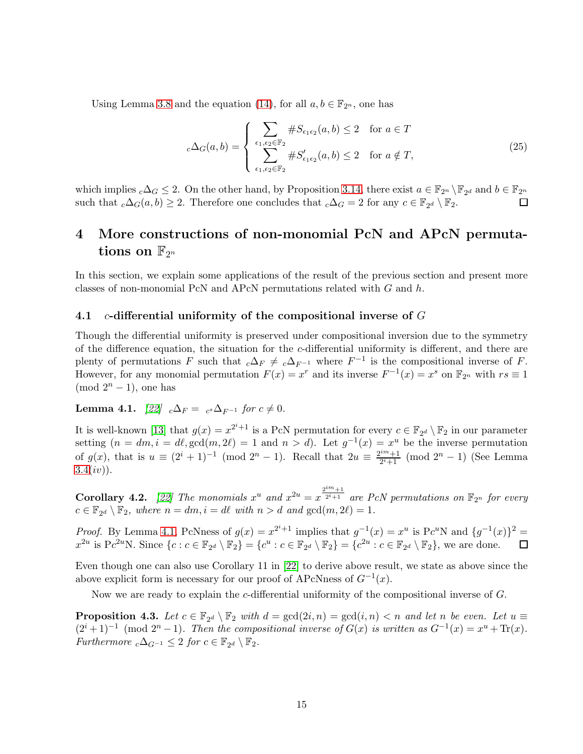Using Lemma 3.8 and the equation (14), for all $a, b \in \mathbb{F}_{2^n}$, one has

$$
{}_c\Delta_G(a,b) = \begin{cases} \displaystyle\sum_{\epsilon_1,\epsilon_2 \in \mathbb{F}_2} \#S_{\epsilon_1\epsilon_2}(a,b) \le 2 & \text{for } a \in T \\ \displaystyle\sum_{\epsilon_1,\epsilon_2 \in \mathbb{F}_2} \#S'_{\epsilon_1\epsilon_2}(a,b) \le 2 & \text{for } a \notin T, \end{cases} \tag{25}
$$

which implies ${}_c\Delta_G \le 2$. On the other hand, by Proposition 3.14, there exist $a \in \mathbb{F}_{2^n} \setminus \mathbb{F}_{2^d}$ and $b \in \mathbb{F}_{2^n}$ such that ${}_c\Delta_G(a,b) \ge 2$. Therefore one concludes that ${}_c\Delta_G = 2$ for any $c \in \mathbb{F}_{2^d} \setminus \mathbb{F}_2$. □

# 4 More constructions of non-monomial PcN and APcN permutations on $\mathbb{F}_{2^n}$

In this section, we explain some applications of the result of the previous section and present more classes of non-monomial PcN and APcN permutations related with $G$ and $h$.

## 4.1 $c$-differential uniformity of the compositional inverse of $G$

Though the differential uniformity is preserved under compositional inversion due to the symmetry of the difference equation, the situation for the $c$-differential uniformity is different, and there are plenty of permutations $F$ such that ${}_c\Delta_F \neq {}_c\Delta_{F^{-1}}$ where $F^{-1}$ is the compositional inverse of $F$. However, for any monomial permutation $F(x) = x^r$ and its inverse $F^{-1}(x) = x^s$ on $\mathbb{F}_{2^n}$ with $rs \equiv 1 \pmod{2^n - 1}$, one has

**Lemma 4.1.** *[22] ${}_c\Delta_F = {}_{c^s}\Delta_{F^{-1}}$ for $c \neq 0$.*

It is well-known [13] that $g(x) = x^{2^i+1}$ is a PcN permutation for every $c \in \mathbb{F}_{2^d} \setminus \mathbb{F}_2$ in our parameter setting ($n = dm, i = d\ell, \gcd(m, 2\ell) = 1$ and $n > d$). Let $g^{-1}(x) = x^u$ be the inverse permutation of $g(x)$, that is $u \equiv (2^i+1)^{-1} \pmod{2^n - 1}$. Recall that $2u \equiv \frac{2^{im}+1}{2^i+1} \pmod{2^n - 1}$ (See Lemma 3.4$(iv)$).

**Corollary 4.2.** *[22] The monomials $x^u$ and $x^{2u} = x^{\frac{2^{im}+1}{2^i+1}}$ are PcN permutations on $\mathbb{F}_{2^n}$ for every $c \in \mathbb{F}_{2^d} \setminus \mathbb{F}_2$, where $n = dm, i = d\ell$ with $n > d$ and $\gcd(m, 2\ell) = 1$.*

*Proof.* By Lemma 4.1, PcNness of $g(x) = x^{2^i+1}$ implies that $g^{-1}(x) = x^u$ is P$c^u$N and $\{g^{-1}(x)\}^2 = x^{2u}$ is P$c^{2u}$N. Since $\{c : c \in \mathbb{F}_{2^d} \setminus \mathbb{F}_2\} = \{c^u : c \in \mathbb{F}_{2^d} \setminus \mathbb{F}_2\} = \{c^{2u} : c \in \mathbb{F}_{2^d} \setminus \mathbb{F}_2\}$, we are done. □

Even though one can also use Corollary 11 in [22] to derive above result, we state as above since the above explicit form is necessary for our proof of APcNness of $G^{-1}(x)$.

Now we are ready to explain the $c$-differential uniformity of the compositional inverse of $G$.

**Proposition 4.3.** *Let $c \in \mathbb{F}_{2^d} \setminus \mathbb{F}_2$ with $d = \gcd(2i, n) = \gcd(i, n) < n$ and let $n$ be even. Let $u \equiv (2^i+1)^{-1} \pmod{2^n - 1}$. Then the compositional inverse of $G(x)$ is written as $G^{-1}(x) = x^u + \mathrm{Tr}(x)$. Furthermore ${}_c\Delta_{G^{-1}} \le 2$ for $c \in \mathbb{F}_{2^d} \setminus \mathbb{F}_2$.*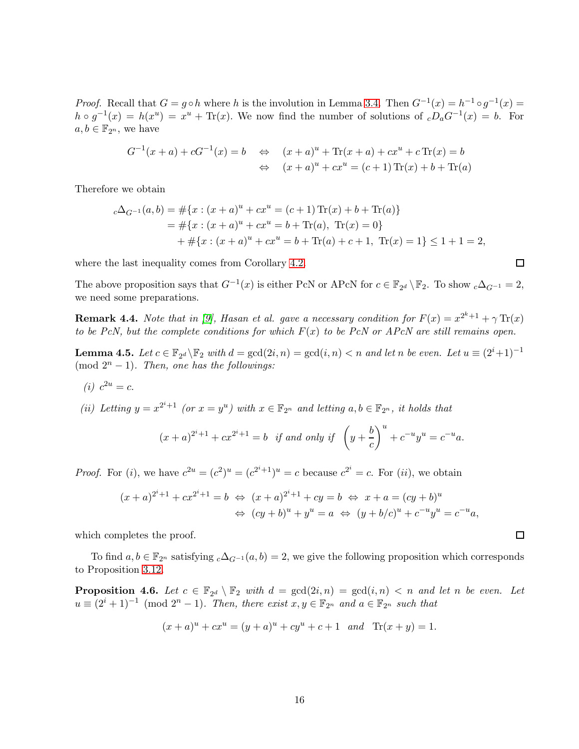*Proof.* Recall that $G = g \circ h$ where $h$ is the involution in Lemma 3.4. Then $G^{-1}(x) = h^{-1} \circ g^{-1}(x) = h \circ g^{-1}(x) = h(x^u) = x^u + \mathrm{Tr}(x)$. We now find the number of solutions of ${}_cD_aG^{-1}(x) = b$. For $a, b \in \mathbb{F}_{2^n}$, we have

$$\begin{aligned} G^{-1}(x+a) + cG^{-1}(x) = b \quad &\Leftrightarrow \quad (x+a)^u + \mathrm{Tr}(x+a) + cx^u + c\,\mathrm{Tr}(x) = b \\ &\Leftrightarrow \quad (x+a)^u + cx^u = (c+1)\,\mathrm{Tr}(x) + b + \mathrm{Tr}(a) \end{aligned}$$

Therefore we obtain

$$\begin{aligned} {}_c\Delta_{G^{-1}}(a,b) &= \#\{x : (x+a)^u + cx^u = (c+1)\,\mathrm{Tr}(x) + b + \mathrm{Tr}(a)\} \\ &= \#\{x : (x+a)^u + cx^u = b + \mathrm{Tr}(a),\ \mathrm{Tr}(x) = 0\} \\ &\quad + \#\{x : (x+a)^u + cx^u = b + \mathrm{Tr}(a) + c + 1,\ \mathrm{Tr}(x) = 1\} \le 1 + 1 = 2, \end{aligned}$$

where the last inequality comes from Corollary 4.2. $\square$

The above proposition says that $G^{-1}(x)$ is either PcN or APcN for $c \in \mathbb{F}_{2^d} \setminus \mathbb{F}_2$. To show ${}_c\Delta_{G^{-1}} = 2$, we need some preparations.

**Remark 4.4.** *Note that in [9], Hasan et al. gave a necessary condition for $F(x) = x^{2^k+1} + \gamma\,\mathrm{Tr}(x)$ to be PcN, but the complete conditions for which $F(x)$ to be PcN or APcN are still remains open.*

**Lemma 4.5.** *Let $c \in \mathbb{F}_{2^d} \setminus \mathbb{F}_2$ with $d = \gcd(2i, n) = \gcd(i, n) < n$ and let $n$ be even. Let $u \equiv (2^i+1)^{-1} \pmod{2^n - 1}$. Then, one has the followings:*

*(i) $c^{2u} = c$.*

*(ii) Letting $y = x^{2^i+1}$ (or $x = y^u$) with $x \in \mathbb{F}_{2^n}$ and letting $a, b \in \mathbb{F}_{2^n}$, it holds that*

$$(x+a)^{2^i+1} + cx^{2^i+1} = b \ \text{ if and only if } \ \left(y + \frac{b}{c}\right)^u + c^{-u}y^u = c^{-u}a.$$

*Proof.* For $(i)$, we have $c^{2u} = (c^2)^u = (c^{2^i+1})^u = c$ because $c^{2^i} = c$. For $(ii)$, we obtain

$$\begin{aligned} (x+a)^{2^i+1} + cx^{2^i+1} = b \ &\Leftrightarrow \ (x+a)^{2^i+1} + cy = b \ \Leftrightarrow \ x + a = (cy+b)^u \\ &\Leftrightarrow \ (cy+b)^u + y^u = a \ \Leftrightarrow \ (y+b/c)^u + c^{-u}y^u = c^{-u}a, \end{aligned}$$

which completes the proof. $\square$

To find $a, b \in \mathbb{F}_{2^n}$ satisfying ${}_c\Delta_{G^{-1}}(a,b) = 2$, we give the following proposition which corresponds to Proposition 3.12.

**Proposition 4.6.** *Let $c \in \mathbb{F}_{2^d} \setminus \mathbb{F}_2$ with $d = \gcd(2i, n) = \gcd(i, n) < n$ and let $n$ be even. Let $u \equiv (2^i+1)^{-1} \pmod{2^n - 1}$. Then, there exist $x, y \in \mathbb{F}_{2^n}$ and $a \in \mathbb{F}_{2^n}$ such that*

$$(x+a)^u + cx^u = (y+a)^u + cy^u + c + 1 \quad \text{and} \quad \mathrm{Tr}(x+y) = 1.$$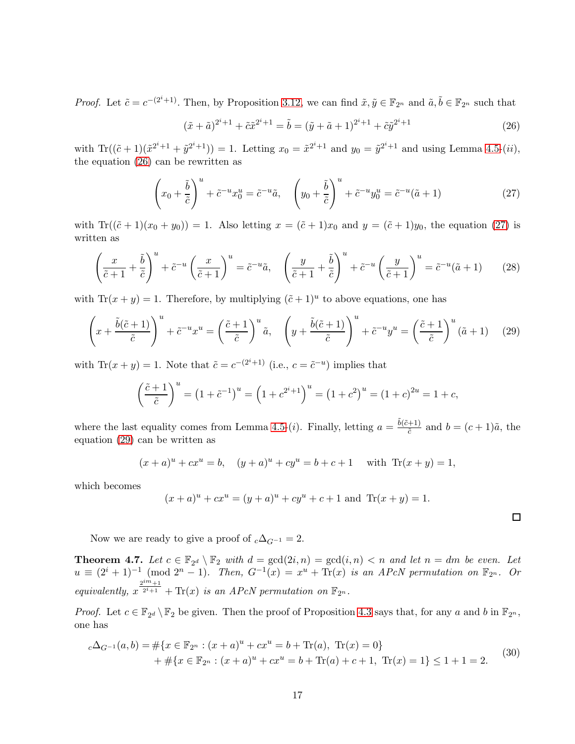*Proof.* Let $\tilde{c} = c^{-(2^i+1)}$. Then, by Proposition 3.12, we can find $\tilde{x}, \tilde{y} \in \mathbb{F}_{2^n}$ and $\tilde{a}, \tilde{b} \in \mathbb{F}_{2^n}$ such that

$$(\tilde{x} + \tilde{a})^{2^i+1} + \tilde{c}\tilde{x}^{2^i+1} = \tilde{b} = (\tilde{y} + \tilde{a} + 1)^{2^i+1} + \tilde{c}\tilde{y}^{2^i+1} \tag{26}$$

with $\mathrm{Tr}((\tilde{c}+1)(\tilde{x}^{2^i+1} + \tilde{y}^{2^i+1})) = 1$. Letting $x_0 = \tilde{x}^{2^i+1}$ and $y_0 = \tilde{y}^{2^i+1}$ and using Lemma 4.5-$(ii)$, the equation (26) can be rewritten as

$$\left(x_0 + \frac{\tilde{b}}{\tilde{c}}\right)^u + \tilde{c}^{-u}x_0^u = \tilde{c}^{-u}\tilde{a}, \quad \left(y_0 + \frac{\tilde{b}}{\tilde{c}}\right)^u + \tilde{c}^{-u}y_0^u = \tilde{c}^{-u}(\tilde{a}+1) \tag{27}$$

with $\mathrm{Tr}((\tilde{c}+1)(x_0 + y_0)) = 1$. Also letting $x = (\tilde{c}+1)x_0$ and $y = (\tilde{c}+1)y_0$, the equation (27) is written as

$$\left(\frac{x}{\tilde{c}+1} + \frac{\tilde{b}}{\tilde{c}}\right)^u + \tilde{c}^{-u}\left(\frac{x}{\tilde{c}+1}\right)^u = \tilde{c}^{-u}\tilde{a}, \quad \left(\frac{y}{\tilde{c}+1} + \frac{\tilde{b}}{\tilde{c}}\right)^u + \tilde{c}^{-u}\left(\frac{y}{\tilde{c}+1}\right)^u = \tilde{c}^{-u}(\tilde{a}+1) \tag{28}$$

with $\mathrm{Tr}(x+y) = 1$. Therefore, by multiplying $(\tilde{c}+1)^u$ to above equations, one has

$$\left(x + \frac{\tilde{b}(\tilde{c}+1)}{\tilde{c}}\right)^u + \tilde{c}^{-u}x^u = \left(\frac{\tilde{c}+1}{\tilde{c}}\right)^u\tilde{a}, \quad \left(y + \frac{\tilde{b}(\tilde{c}+1)}{\tilde{c}}\right)^u + \tilde{c}^{-u}y^u = \left(\frac{\tilde{c}+1}{\tilde{c}}\right)^u(\tilde{a}+1) \tag{29}$$

with $\mathrm{Tr}(x+y) = 1$. Note that $\tilde{c} = c^{-(2^i+1)}$ (i.e., $c = \tilde{c}^{-u}$) implies that

$$\left(\frac{\tilde{c}+1}{\tilde{c}}\right)^u = \left(1 + \tilde{c}^{-1}\right)^u = \left(1 + c^{2^i+1}\right)^u = \left(1 + c^2\right)^u = (1+c)^{2u} = 1 + c,$$

where the last equality comes from Lemma 4.5-$(i)$. Finally, letting $a = \frac{\tilde{b}(\tilde{c}+1)}{\tilde{c}}$ and $b = (c+1)\tilde{a}$, the equation (29) can be written as

$$(x+a)^u + cx^u = b, \quad (y+a)^u + cy^u = b + c + 1 \quad \text{ with } \mathrm{Tr}(x+y) = 1,$$

which becomes

$$(x+a)^u + cx^u = (y+a)^u + cy^u + c + 1 \text{ and } \mathrm{Tr}(x+y) = 1.$$

□

Now we are ready to give a proof of ${}_c\Delta_{G^{-1}} = 2$.

**Theorem 4.7.** *Let $c \in \mathbb{F}_{2^d} \setminus \mathbb{F}_2$ with $d = \gcd(2i, n) = \gcd(i, n) < n$ and let $n = dm$ be even. Let $u \equiv (2^i+1)^{-1} \pmod{2^n - 1}$. Then, $G^{-1}(x) = x^u + \mathrm{Tr}(x)$ is an APcN permutation on $\mathbb{F}_{2^n}$. Or equivalently, $x^{\frac{2^{im}+1}{2^i+1}} + \mathrm{Tr}(x)$ is an APcN permutation on $\mathbb{F}_{2^n}$.*

*Proof.* Let $c \in \mathbb{F}_{2^d} \setminus \mathbb{F}_2$ be given. Then the proof of Proposition 4.3 says that, for any $a$ and $b$ in $\mathbb{F}_{2^n}$, one has

$$\begin{aligned} {}_c\Delta_{G^{-1}}(a,b) = &\#\{x \in \mathbb{F}_{2^n} : (x+a)^u + cx^u = b + \mathrm{Tr}(a),\ \mathrm{Tr}(x) = 0\} \\ &+ \#\{x \in \mathbb{F}_{2^n} : (x+a)^u + cx^u = b + \mathrm{Tr}(a) + c + 1,\ \mathrm{Tr}(x) = 1\} \le 1 + 1 = 2. \end{aligned} \tag{30}$$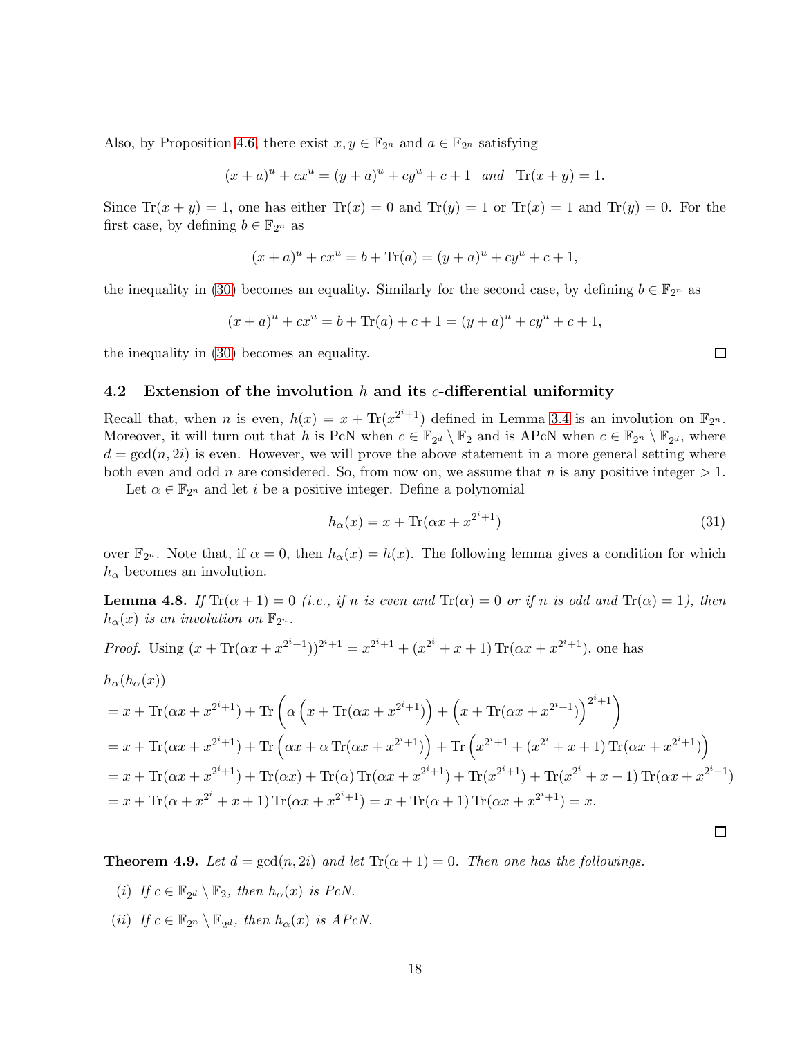Also, by Proposition 4.6, there exist $x, y \in \mathbb{F}_{2^n}$ and $a \in \mathbb{F}_{2^n}$ satisfying

$$(x+a)^u + cx^u = (y+a)^u + cy^u + c + 1 \quad \textit{and} \quad \mathrm{Tr}(x+y) = 1.$$

Since $\mathrm{Tr}(x+y) = 1$, one has either $\mathrm{Tr}(x) = 0$ and $\mathrm{Tr}(y) = 1$ or $\mathrm{Tr}(x) = 1$ and $\mathrm{Tr}(y) = 0$. For the first case, by defining $b \in \mathbb{F}_{2^n}$ as

$$(x+a)^u + cx^u = b + \mathrm{Tr}(a) = (y+a)^u + cy^u + c + 1,$$

the inequality in (30) becomes an equality. Similarly for the second case, by defining $b \in \mathbb{F}_{2^n}$ as

$$(x+a)^u + cx^u = b + \mathrm{Tr}(a) + c + 1 = (y+a)^u + cy^u + c + 1,$$

the inequality in (30) becomes an equality. $\square$

### 4.2 Extension of the involution $h$ and its $c$-differential uniformity

Recall that, when $n$ is even, $h(x) = x + \mathrm{Tr}(x^{2^i+1})$ defined in Lemma 3.4 is an involution on $\mathbb{F}_{2^n}$. Moreover, it will turn out that $h$ is PcN when $c \in \mathbb{F}_{2^d} \setminus \mathbb{F}_2$ and is APcN when $c \in \mathbb{F}_{2^n} \setminus \mathbb{F}_{2^d}$, where $d = \gcd(n, 2i)$ is even. However, we will prove the above statement in a more general setting where both even and odd $n$ are considered. So, from now on, we assume that $n$ is any positive integer $> 1$.

Let $\alpha \in \mathbb{F}_{2^n}$ and let $i$ be a positive integer. Define a polynomial

$$h_\alpha(x) = x + \mathrm{Tr}(\alpha x + x^{2^i+1}) \tag{31}$$

over $\mathbb{F}_{2^n}$. Note that, if $\alpha = 0$, then $h_\alpha(x) = h(x)$. The following lemma gives a condition for which $h_\alpha$ becomes an involution.

**Lemma 4.8.** *If $\mathrm{Tr}(\alpha+1) = 0$ (i.e., if $n$ is even and $\mathrm{Tr}(\alpha) = 0$ or if $n$ is odd and $\mathrm{Tr}(\alpha) = 1$), then $h_\alpha(x)$ is an involution on $\mathbb{F}_{2^n}$.*

*Proof.* Using $(x + \mathrm{Tr}(\alpha x + x^{2^i+1}))^{2^i+1} = x^{2^i+1} + (x^{2^i} + x + 1)\,\mathrm{Tr}(\alpha x + x^{2^i+1})$, one has

$$\begin{aligned}
&h_\alpha(h_\alpha(x)) \\
&= x + \mathrm{Tr}(\alpha x + x^{2^i+1}) + \mathrm{Tr}\left(\alpha\left(x + \mathrm{Tr}(\alpha x + x^{2^i+1})\right) + \left(x + \mathrm{Tr}(\alpha x + x^{2^i+1})\right)^{2^i+1}\right) \\
&= x + \mathrm{Tr}(\alpha x + x^{2^i+1}) + \mathrm{Tr}\left(\alpha x + \alpha\,\mathrm{Tr}(\alpha x + x^{2^i+1})\right) + \mathrm{Tr}\left(x^{2^i+1} + (x^{2^i} + x + 1)\,\mathrm{Tr}(\alpha x + x^{2^i+1})\right) \\
&= x + \mathrm{Tr}(\alpha x + x^{2^i+1}) + \mathrm{Tr}(\alpha x) + \mathrm{Tr}(\alpha)\,\mathrm{Tr}(\alpha x + x^{2^i+1}) + \mathrm{Tr}(x^{2^i+1}) + \mathrm{Tr}(x^{2^i} + x + 1)\,\mathrm{Tr}(\alpha x + x^{2^i+1}) \\
&= x + \mathrm{Tr}(\alpha + x^{2^i} + x + 1)\,\mathrm{Tr}(\alpha x + x^{2^i+1}) = x + \mathrm{Tr}(\alpha + 1)\,\mathrm{Tr}(\alpha x + x^{2^i+1}) = x.
\end{aligned}$$

$\square$

**Theorem 4.9.** *Let $d = \gcd(n, 2i)$ and let $\mathrm{Tr}(\alpha+1) = 0$. Then one has the followings.*

*(i) If $c \in \mathbb{F}_{2^d} \setminus \mathbb{F}_2$, then $h_\alpha(x)$ is PcN.*

*(ii) If $c \in \mathbb{F}_{2^n} \setminus \mathbb{F}_{2^d}$, then $h_\alpha(x)$ is APcN.*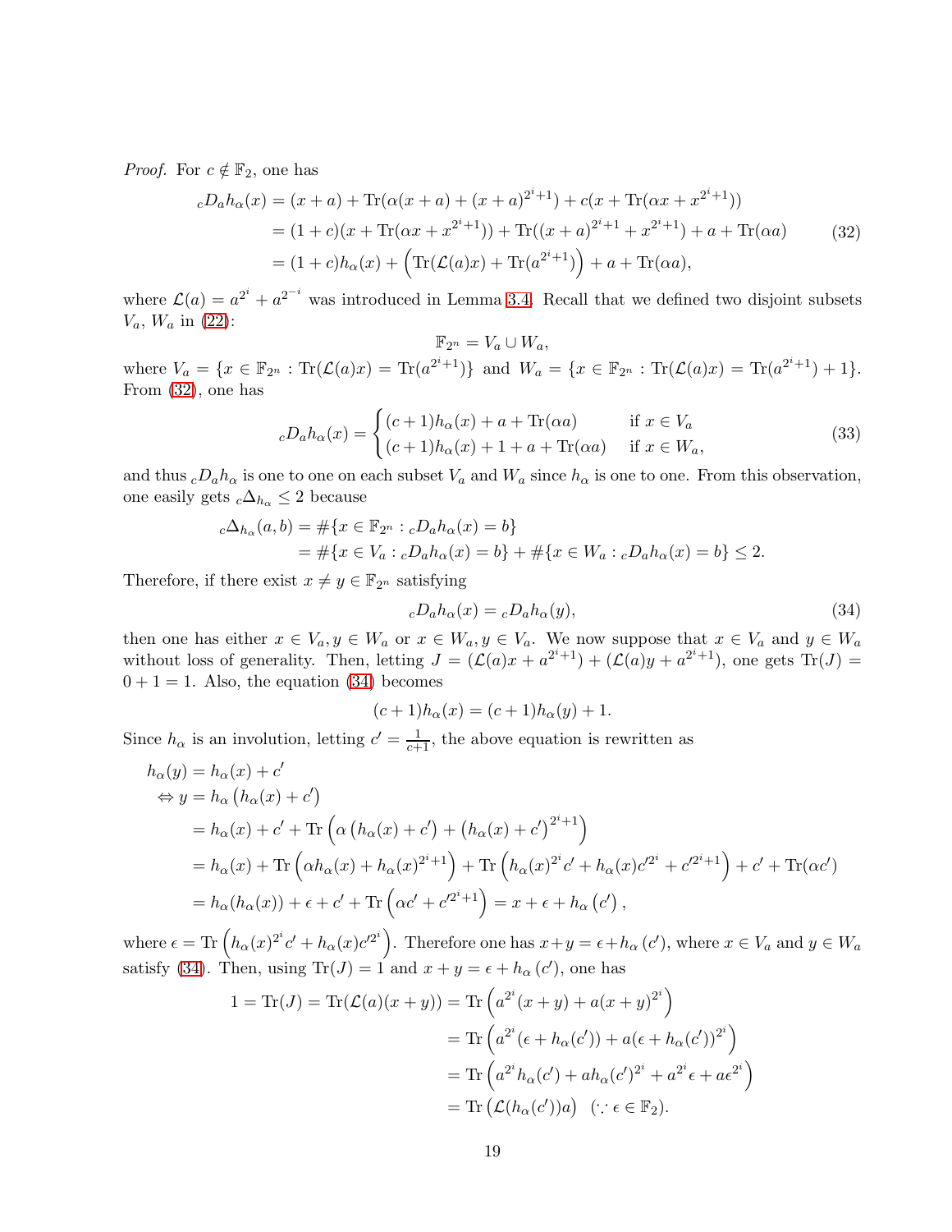*Proof.* For $c \notin \mathbb{F}_2$, one has

$$
\begin{aligned}
{}_cD_a h_\alpha(x) &= (x+a) + \mathrm{Tr}(\alpha(x+a) + (x+a)^{2^i+1}) + c(x + \mathrm{Tr}(\alpha x + x^{2^i+1})) \\
&= (1+c)(x + \mathrm{Tr}(\alpha x + x^{2^i+1})) + \mathrm{Tr}((x+a)^{2^i+1} + x^{2^i+1}) + a + \mathrm{Tr}(\alpha a) \\
&= (1+c)h_\alpha(x) + \left(\mathrm{Tr}(\mathcal{L}(a)x) + \mathrm{Tr}(a^{2^i+1})\right) + a + \mathrm{Tr}(\alpha a),
\end{aligned} \tag{32}
$$

where $\mathcal{L}(a) = a^{2^i} + a^{2^{-i}}$ was introduced in Lemma 3.4. Recall that we defined two disjoint subsets $V_a$, $W_a$ in (22):

$$\mathbb{F}_{2^n} = V_a \cup W_a,$$

where $V_a = \{x \in \mathbb{F}_{2^n} : \mathrm{Tr}(\mathcal{L}(a)x) = \mathrm{Tr}(a^{2^i+1})\}$ and $W_a = \{x \in \mathbb{F}_{2^n} : \mathrm{Tr}(\mathcal{L}(a)x) = \mathrm{Tr}(a^{2^i+1}) + 1\}$. From (32), one has

$$
{}_cD_a h_\alpha(x) = \begin{cases} (c+1)h_\alpha(x) + a + \mathrm{Tr}(\alpha a) & \text{if } x \in V_a \\ (c+1)h_\alpha(x) + 1 + a + \mathrm{Tr}(\alpha a) & \text{if } x \in W_a, \end{cases} \tag{33}
$$

and thus ${}_cD_a h_\alpha$ is one to one on each subset $V_a$ and $W_a$ since $h_\alpha$ is one to one. From this observation, one easily gets ${}_c\Delta_{h_\alpha} \le 2$ because

$$
\begin{aligned}
{}_c\Delta_{h_\alpha}(a,b) &= \#\{x \in \mathbb{F}_{2^n} : {}_cD_a h_\alpha(x) = b\} \\
&= \#\{x \in V_a : {}_cD_a h_\alpha(x) = b\} + \#\{x \in W_a : {}_cD_a h_\alpha(x) = b\} \le 2.
\end{aligned}
$$

Therefore, if there exist $x \ne y \in \mathbb{F}_{2^n}$ satisfying

$$
{}_cD_a h_\alpha(x) = {}_cD_a h_\alpha(y), \tag{34}
$$

then one has either $x \in V_a, y \in W_a$ or $x \in W_a, y \in V_a$. We now suppose that $x \in V_a$ and $y \in W_a$ without loss of generality. Then, letting $J = (\mathcal{L}(a)x + a^{2^i+1}) + (\mathcal{L}(a)y + a^{2^i+1})$, one gets $\mathrm{Tr}(J) = 0 + 1 = 1$. Also, the equation (34) becomes

$$(c+1)h_\alpha(x) = (c+1)h_\alpha(y) + 1.$$

Since $h_\alpha$ is an involution, letting $c' = \frac{1}{c+1}$, the above equation is rewritten as

$$
\begin{aligned}
& h_\alpha(y) = h_\alpha(x) + c' \\
\Leftrightarrow\ & y = h_\alpha\left(h_\alpha(x) + c'\right) \\
&= h_\alpha(x) + c' + \mathrm{Tr}\left(\alpha\left(h_\alpha(x) + c'\right) + \left(h_\alpha(x) + c'\right)^{2^i+1}\right) \\
&= h_\alpha(x) + \mathrm{Tr}\left(\alpha h_\alpha(x) + h_\alpha(x)^{2^i+1}\right) + \mathrm{Tr}\left(h_\alpha(x)^{2^i}c' + h_\alpha(x)c'^{2^i} + c'^{2^i+1}\right) + c' + \mathrm{Tr}(\alpha c') \\
&= h_\alpha(h_\alpha(x)) + \epsilon + c' + \mathrm{Tr}\left(\alpha c' + c'^{2^i+1}\right) = x + \epsilon + h_\alpha\left(c'\right),
\end{aligned}
$$

where $\epsilon = \mathrm{Tr}\left(h_\alpha(x)^{2^i}c' + h_\alpha(x)c'^{2^i}\right)$. Therefore one has $x + y = \epsilon + h_\alpha(c')$, where $x \in V_a$ and $y \in W_a$ satisfy (34). Then, using $\mathrm{Tr}(J) = 1$ and $x + y = \epsilon + h_\alpha(c')$, one has

$$
\begin{aligned}
1 = \mathrm{Tr}(J) = \mathrm{Tr}(\mathcal{L}(a)(x+y)) &= \mathrm{Tr}\left(a^{2^i}(x+y) + a(x+y)^{2^i}\right) \\
&= \mathrm{Tr}\left(a^{2^i}(\epsilon + h_\alpha(c')) + a(\epsilon + h_\alpha(c'))^{2^i}\right) \\
&= \mathrm{Tr}\left(a^{2^i}h_\alpha(c') + a h_\alpha(c')^{2^i} + a^{2^i}\epsilon + a\epsilon^{2^i}\right) \\
&= \mathrm{Tr}\left(\mathcal{L}(h_\alpha(c'))a\right) \quad (\because \epsilon \in \mathbb{F}_2).
\end{aligned}
$$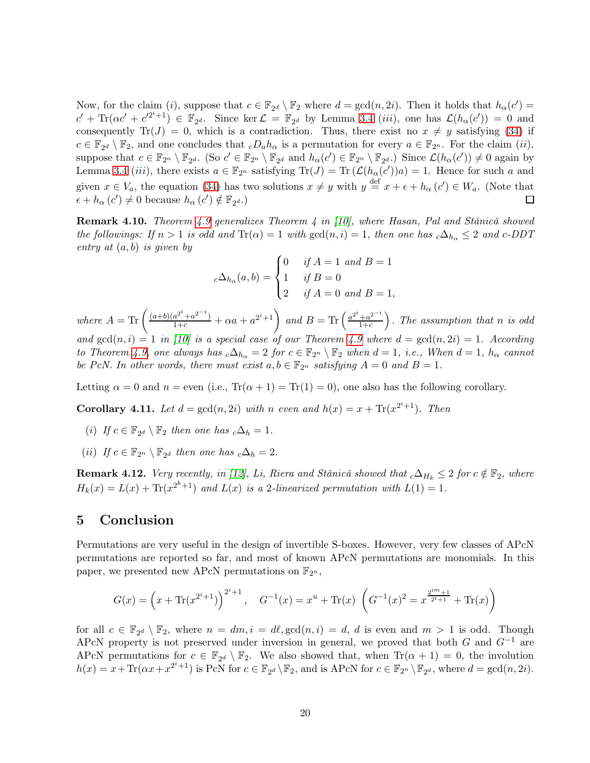Now, for the claim $(i)$, suppose that $c \in \mathbb{F}_{2^d} \setminus \mathbb{F}_2$ where $d = \gcd(n, 2i)$. Then it holds that $h_\alpha(c') = c' + \mathrm{Tr}(\alpha c' + c'^{2^i+1}) \in \mathbb{F}_{2^d}$. Since $\ker \mathcal{L} = \mathbb{F}_{2^d}$ by Lemma 3.4 $(iii)$, one has $\mathcal{L}(h_\alpha(c')) = 0$ and consequently $\mathrm{Tr}(J) = 0$, which is a contradiction. Thus, there exist no $x \neq y$ satisfying (34) if $c \in \mathbb{F}_{2^d} \setminus \mathbb{F}_2$, and one concludes that ${}_cD_a h_\alpha$ is a permutation for every $a \in \mathbb{F}_{2^n}$. For the claim $(ii)$, suppose that $c \in \mathbb{F}_{2^n} \setminus \mathbb{F}_{2^d}$. (So $c' \in \mathbb{F}_{2^n} \setminus \mathbb{F}_{2^d}$ and $h_\alpha(c') \in \mathbb{F}_{2^n} \setminus \mathbb{F}_{2^d}$.) Since $\mathcal{L}(h_\alpha(c')) \neq 0$ again by Lemma 3.4 $(iii)$, there exists $a \in \mathbb{F}_{2^n}$ satisfying $\mathrm{Tr}(J) = \mathrm{Tr}\left(\mathcal{L}(h_\alpha(c'))a\right) = 1$. Hence for such $a$ and given $x \in V_a$, the equation (34) has two solutions $x \neq y$ with $y \overset{\text{def}}{=} x + \epsilon + h_\alpha(c') \in W_a$. (Note that $\epsilon + h_\alpha(c') \neq 0$ because $h_\alpha(c') \notin \mathbb{F}_{2^d}$.) $\square$

**Remark 4.10.** *Theorem 4.9 generalizes Theorem 4 in [10], where Hasan, Pal and Stănică showed the followings: If $n > 1$ is odd and $\mathrm{Tr}(\alpha) = 1$ with $\gcd(n, i) = 1$, then one has ${}_c\Delta_{h_\alpha} \leq 2$ and c-DDT entry at $(a, b)$ is given by*

$$
{}_c\Delta_{h_\alpha}(a, b) = \begin{cases} 0 & \text{if } A = 1 \text{ and } B = 1 \\ 1 & \text{if } B = 0 \\ 2 & \text{if } A = 0 \text{ and } B = 1, \end{cases}
$$

*where $A = \mathrm{Tr}\left(\frac{(a+b)(a^{2^i} + a^{2^{-i}})}{1+c} + \alpha a + a^{2^i+1}\right)$ and $B = \mathrm{Tr}\left(\frac{a^{2^i} + a^{2^{-i}}}{1+c}\right)$. The assumption that $n$ is odd and $\gcd(n, i) = 1$ in [10] is a special case of our Theorem 4.9 where $d = \gcd(n, 2i) = 1$. According to Theorem 4.9, one always has ${}_c\Delta_{h_\alpha} = 2$ for $c \in \mathbb{F}_{2^n} \setminus \mathbb{F}_2$ when $d = 1$, i.e., When $d = 1$, $h_\alpha$ cannot be PcN. In other words, there must exist $a, b \in \mathbb{F}_{2^n}$ satisfying $A = 0$ and $B = 1$.*

Letting $\alpha = 0$ and $n =$ even (i.e., $\mathrm{Tr}(\alpha + 1) = \mathrm{Tr}(1) = 0$), one also has the following corollary.

**Corollary 4.11.** *Let $d = \gcd(n, 2i)$ with $n$ even and $h(x) = x + \mathrm{Tr}(x^{2^i+1})$. Then*

- $(i)$ *If $c \in \mathbb{F}_{2^d} \setminus \mathbb{F}_2$ then one has ${}_c\Delta_h = 1$.*
- $(ii)$ *If $c \in \mathbb{F}_{2^n} \setminus \mathbb{F}_{2^d}$ then one has ${}_c\Delta_h = 2$.*

**Remark 4.12.** *Very recently, in [12], Li, Riera and Stănică showed that ${}_c\Delta_{H_k} \leq 2$ for $c \notin \mathbb{F}_2$, where $H_k(x) = L(x) + \mathrm{Tr}(x^{2^k+1})$ and $L(x)$ is a 2-linearized permutation with $L(1) = 1$.*

## 5 Conclusion

Permutations are very useful in the design of invertible S-boxes. However, very few classes of APcN permutations are reported so far, and most of known APcN permutations are monomials. In this paper, we presented new APcN permutations on $\mathbb{F}_{2^n}$,

$$
G(x) = \left(x + \mathrm{Tr}(x^{2^i+1})\right)^{2^i+1}, \quad G^{-1}(x) = x^u + \mathrm{Tr}(x) \ \left(G^{-1}(x)^2 = x^{\frac{2^{im}+1}{2^i+1}} + \mathrm{Tr}(x)\right)
$$

for all $c \in \mathbb{F}_{2^d} \setminus \mathbb{F}_2$, where $n = dm, i = d\ell, \gcd(n, i) = d$, $d$ is even and $m > 1$ is odd. Though APcN property is not preserved under inversion in general, we proved that both $G$ and $G^{-1}$ are APcN permutations for $c \in \mathbb{F}_{2^d} \setminus \mathbb{F}_2$. We also showed that, when $\mathrm{Tr}(\alpha + 1) = 0$, the involution $h(x) = x + \mathrm{Tr}(\alpha x + x^{2^i+1})$ is PcN for $c \in \mathbb{F}_{2^d} \setminus \mathbb{F}_2$, and is APcN for $c \in \mathbb{F}_{2^n} \setminus \mathbb{F}_{2^d}$, where $d = \gcd(n, 2i)$.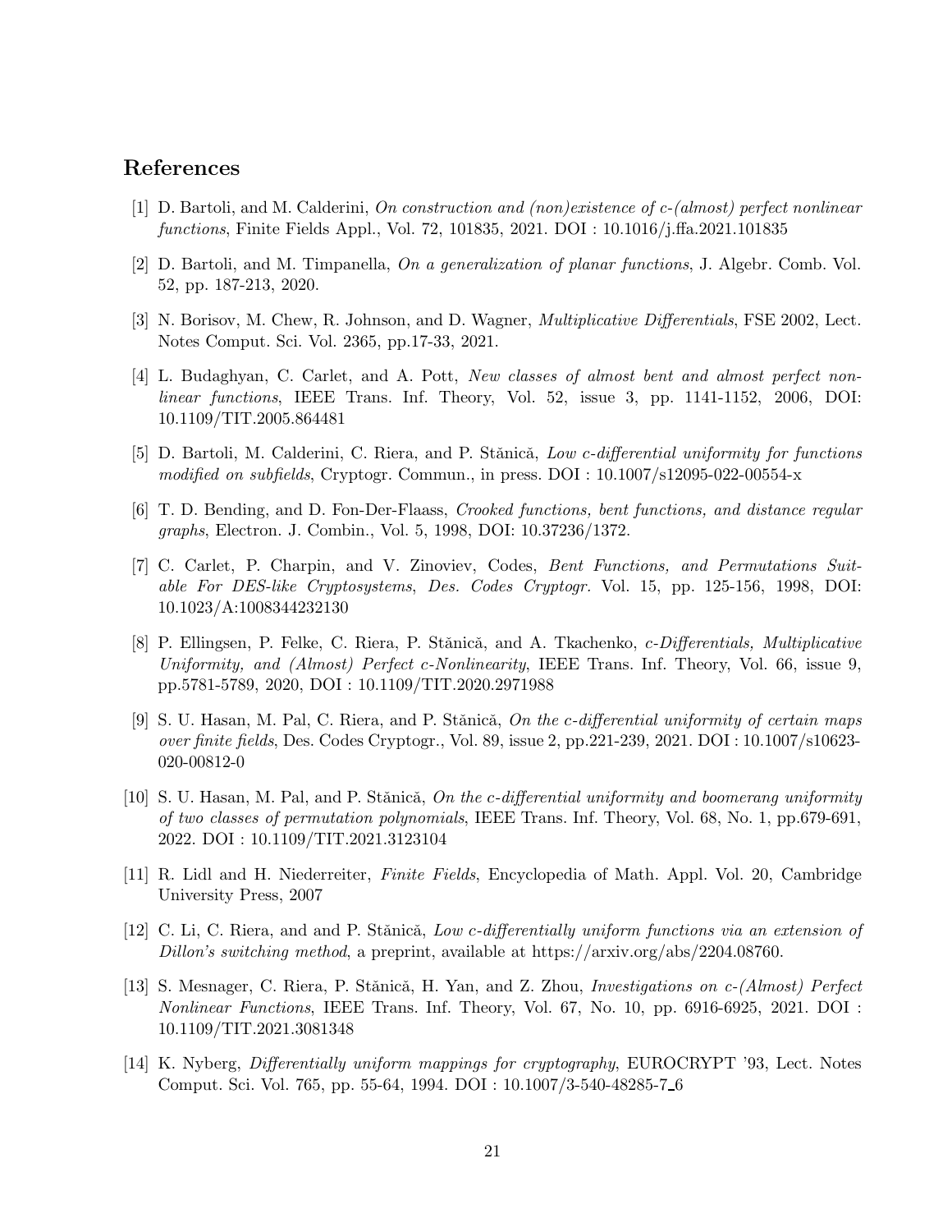## References

[1] D. Bartoli, and M. Calderini, *On construction and (non)existence of c-(almost) perfect nonlinear functions*, Finite Fields Appl., Vol. 72, 101835, 2021. DOI : 10.1016/j.ffa.2021.101835

[2] D. Bartoli, and M. Timpanella, *On a generalization of planar functions*, J. Algebr. Comb. Vol. 52, pp. 187-213, 2020.

[3] N. Borisov, M. Chew, R. Johnson, and D. Wagner, *Multiplicative Differentials*, FSE 2002, Lect. Notes Comput. Sci. Vol. 2365, pp.17-33, 2021.

[4] L. Budaghyan, C. Carlet, and A. Pott, *New classes of almost bent and almost perfect nonlinear functions*, IEEE Trans. Inf. Theory, Vol. 52, issue 3, pp. 1141-1152, 2006, DOI: 10.1109/TIT.2005.864481

[5] D. Bartoli, M. Calderini, C. Riera, and P. Stănică, *Low c-differential uniformity for functions modified on subfields*, Cryptogr. Commun., in press. DOI : 10.1007/s12095-022-00554-x

[6] T. D. Bending, and D. Fon-Der-Flaass, *Crooked functions, bent functions, and distance regular graphs*, Electron. J. Combin., Vol. 5, 1998, DOI: 10.37236/1372.

[7] C. Carlet, P. Charpin, and V. Zinoviev, Codes, *Bent Functions, and Permutations Suitable For DES-like Cryptosystems*, *Des. Codes Cryptogr.* Vol. 15, pp. 125-156, 1998, DOI: 10.1023/A:1008344232130

[8] P. Ellingsen, P. Felke, C. Riera, P. Stănică, and A. Tkachenko, *c-Differentials, Multiplicative Uniformity, and (Almost) Perfect c-Nonlinearity*, IEEE Trans. Inf. Theory, Vol. 66, issue 9, pp.5781-5789, 2020, DOI : 10.1109/TIT.2020.2971988

[9] S. U. Hasan, M. Pal, C. Riera, and P. Stănică, *On the c-differential uniformity of certain maps over finite fields*, Des. Codes Cryptogr., Vol. 89, issue 2, pp.221-239, 2021. DOI : 10.1007/s10623-020-00812-0

[10] S. U. Hasan, M. Pal, and P. Stănică, *On the c-differential uniformity and boomerang uniformity of two classes of permutation polynomials*, IEEE Trans. Inf. Theory, Vol. 68, No. 1, pp.679-691, 2022. DOI : 10.1109/TIT.2021.3123104

[11] R. Lidl and H. Niederreiter, *Finite Fields*, Encyclopedia of Math. Appl. Vol. 20, Cambridge University Press, 2007

[12] C. Li, C. Riera, and and P. Stănică, *Low c-differentially uniform functions via an extension of Dillon's switching method*, a preprint, available at https://arxiv.org/abs/2204.08760.

[13] S. Mesnager, C. Riera, P. Stănică, H. Yan, and Z. Zhou, *Investigations on c-(Almost) Perfect Nonlinear Functions*, IEEE Trans. Inf. Theory, Vol. 67, No. 10, pp. 6916-6925, 2021. DOI : 10.1109/TIT.2021.3081348

[14] K. Nyberg, *Differentially uniform mappings for cryptography*, EUROCRYPT '93, Lect. Notes Comput. Sci. Vol. 765, pp. 55-64, 1994. DOI : 10.1007/3-540-48285-7_6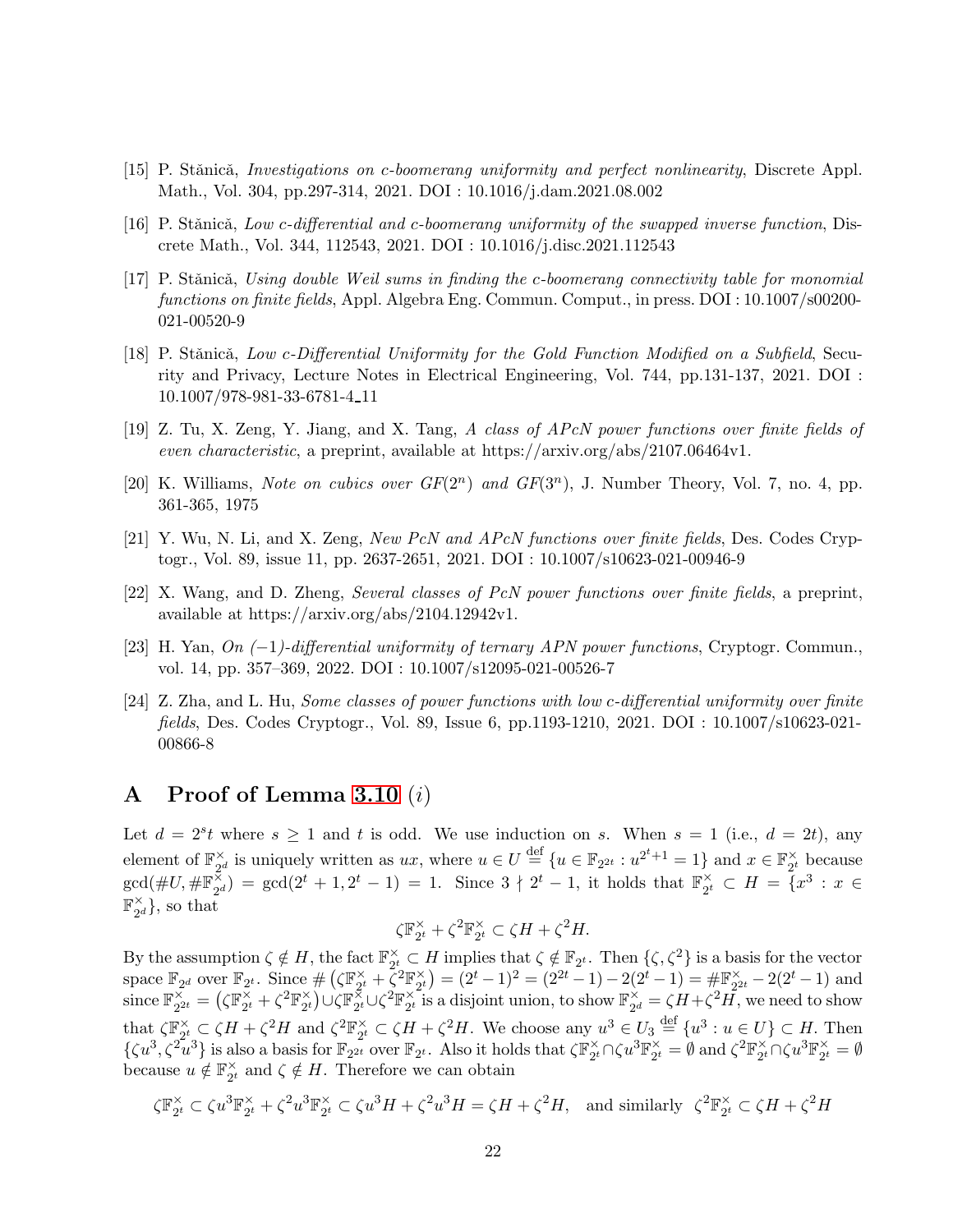[15] P. Stănică, *Investigations on c-boomerang uniformity and perfect nonlinearity*, Discrete Appl. Math., Vol. 304, pp.297-314, 2021. DOI : 10.1016/j.dam.2021.08.002

[16] P. Stănică, *Low c-differential and c-boomerang uniformity of the swapped inverse function*, Discrete Math., Vol. 344, 112543, 2021. DOI : 10.1016/j.disc.2021.112543

[17] P. Stănică, *Using double Weil sums in finding the c-boomerang connectivity table for monomial functions on finite fields*, Appl. Algebra Eng. Commun. Comput., in press. DOI : 10.1007/s00200-021-00520-9

[18] P. Stănică, *Low c-Differential Uniformity for the Gold Function Modified on a Subfield*, Security and Privacy, Lecture Notes in Electrical Engineering, Vol. 744, pp.131-137, 2021. DOI : 10.1007/978-981-33-6781-4_11

[19] Z. Tu, X. Zeng, Y. Jiang, and X. Tang, *A class of APcN power functions over finite fields of even characteristic*, a preprint, available at https://arxiv.org/abs/2107.06464v1.

[20] K. Williams, *Note on cubics over GF($2^n$) and GF($3^n$)*, J. Number Theory, Vol. 7, no. 4, pp. 361-365, 1975

[21] Y. Wu, N. Li, and X. Zeng, *New PcN and APcN functions over finite fields*, Des. Codes Cryptogr., Vol. 89, issue 11, pp. 2637-2651, 2021. DOI : 10.1007/s10623-021-00946-9

[22] X. Wang, and D. Zheng, *Several classes of PcN power functions over finite fields*, a preprint, available at https://arxiv.org/abs/2104.12942v1.

[23] H. Yan, *On (−1)-differential uniformity of ternary APN power functions*, Cryptogr. Commun., vol. 14, pp. 357–369, 2022. DOI : 10.1007/s12095-021-00526-7

[24] Z. Zha, and L. Hu, *Some classes of power functions with low c-differential uniformity over finite fields*, Des. Codes Cryptogr., Vol. 89, Issue 6, pp.1193-1210, 2021. DOI : 10.1007/s10623-021-00866-8

# A Proof of Lemma 3.10 $(i)$

Let $d = 2^s t$ where $s \geq 1$ and $t$ is odd. We use induction on $s$. When $s = 1$ (i.e., $d = 2t$), any element of $\mathbb{F}_{2^d}^\times$ is uniquely written as $ux$, where $u \in U \stackrel{\text{def}}{=} \{u \in \mathbb{F}_{2^{2t}} : u^{2^t+1} = 1\}$ and $x \in \mathbb{F}_{2^t}^\times$ because $\gcd(\#U, \#\mathbb{F}_{2^d}^\times) = \gcd(2^t+1, 2^t-1) = 1$. Since $3 \nmid 2^t - 1$, it holds that $\mathbb{F}_{2^t}^\times \subset H = \{x^3 : x \in \mathbb{F}_{2^d}^\times\}$, so that

$$\zeta\mathbb{F}_{2^t}^\times + \zeta^2\mathbb{F}_{2^t}^\times \subset \zeta H + \zeta^2 H.$$

By the assumption $\zeta \notin H$, the fact $\mathbb{F}_{2^t}^\times \subset H$ implies that $\zeta \notin \mathbb{F}_{2^t}$. Then $\{\zeta, \zeta^2\}$ is a basis for the vector space $\mathbb{F}_{2^d}$ over $\mathbb{F}_{2^t}$. Since $\#\left(\zeta\mathbb{F}_{2^t}^\times + \zeta^2\mathbb{F}_{2^t}^\times\right) = (2^t-1)^2 = (2^{2t}-1) - 2(2^t-1) = \#\mathbb{F}_{2^{2t}}^\times - 2(2^t-1)$ and since $\mathbb{F}_{2^{2t}}^\times = \left(\zeta\mathbb{F}_{2^t}^\times + \zeta^2\mathbb{F}_{2^t}^\times\right) \cup \zeta\mathbb{F}_{2^t}^\times \cup \zeta^2\mathbb{F}_{2^t}^\times$ is a disjoint union, to show $\mathbb{F}_{2^d}^\times = \zeta H + \zeta^2 H$, we need to show that $\zeta\mathbb{F}_{2^t}^\times \subset \zeta H + \zeta^2 H$ and $\zeta^2\mathbb{F}_{2^t}^\times \subset \zeta H + \zeta^2 H$. We choose any $u^3 \in U_3 \stackrel{\text{def}}{=} \{u^3 : u \in U\} \subset H$. Then $\{\zeta u^3, \zeta^2 u^3\}$ is also a basis for $\mathbb{F}_{2^{2t}}$ over $\mathbb{F}_{2^t}$. Also it holds that $\zeta\mathbb{F}_{2^t}^\times \cap \zeta u^3\mathbb{F}_{2^t}^\times = \emptyset$ and $\zeta^2\mathbb{F}_{2^t}^\times \cap \zeta u^3\mathbb{F}_{2^t}^\times = \emptyset$ because $u \notin \mathbb{F}_{2^t}^\times$ and $\zeta \notin H$. Therefore we can obtain

$$\zeta\mathbb{F}_{2^t}^\times \subset \zeta u^3\mathbb{F}_{2^t}^\times + \zeta^2 u^3\mathbb{F}_{2^t}^\times \subset \zeta u^3 H + \zeta^2 u^3 H = \zeta H + \zeta^2 H, \quad \text{and similarly} \;\; \zeta^2\mathbb{F}_{2^t}^\times \subset \zeta H + \zeta^2 H$$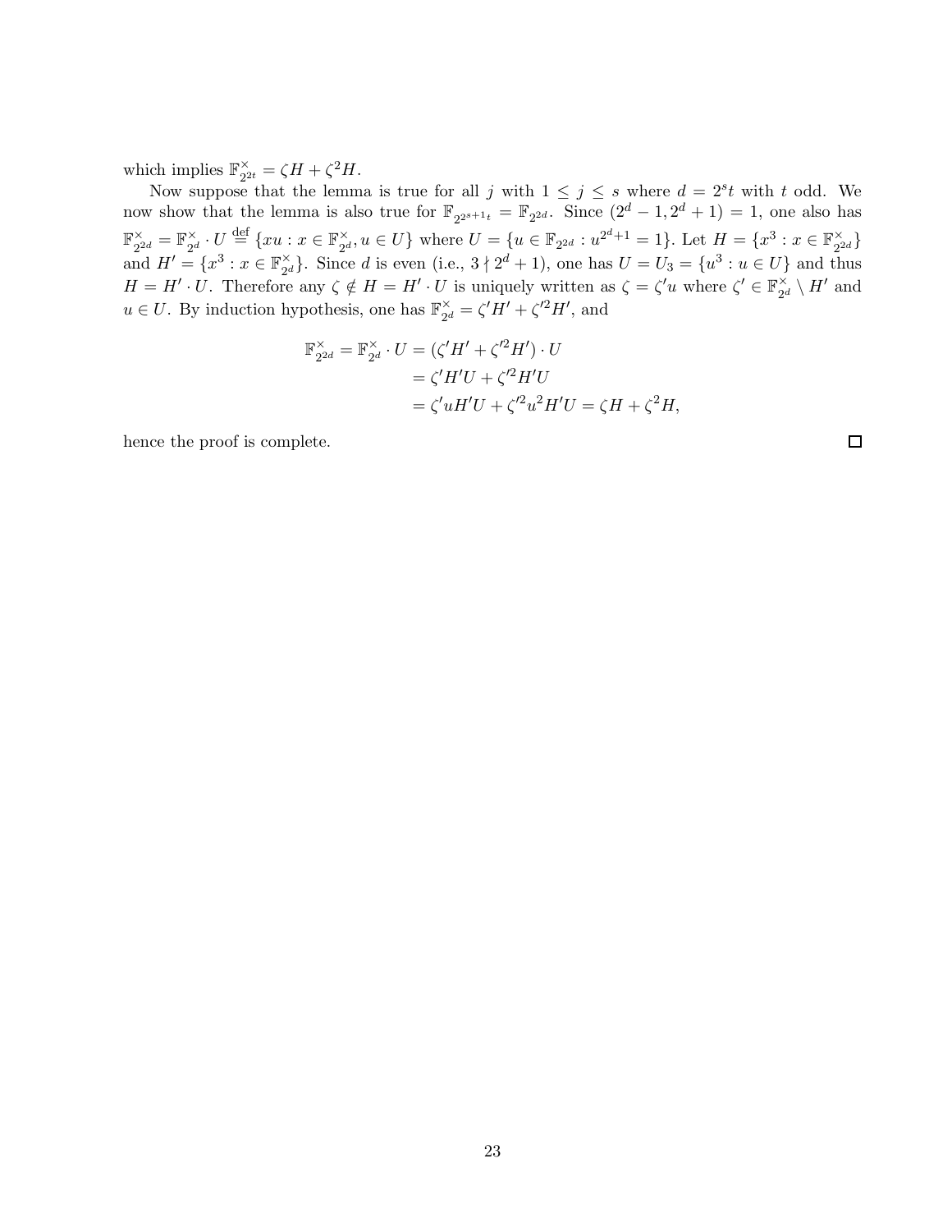which implies $\mathbb{F}_{2^{2t}}^{\times} = \zeta H + \zeta^2 H$.

Now suppose that the lemma is true for all $j$ with $1 \leq j \leq s$ where $d = 2^s t$ with $t$ odd. We now show that the lemma is also true for $\mathbb{F}_{2^{2^{s+1}t}} = \mathbb{F}_{2^{2d}}$. Since $(2^d - 1, 2^d + 1) = 1$, one also has $\mathbb{F}_{2^{2d}}^{\times} = \mathbb{F}_{2^d}^{\times} \cdot U \stackrel{\text{def}}{=} \{xu : x \in \mathbb{F}_{2^d}^{\times}, u \in U\}$ where $U = \{u \in \mathbb{F}_{2^{2d}} : u^{2^d+1} = 1\}$. Let $H = \{x^3 : x \in \mathbb{F}_{2^{2d}}^{\times}\}$ and $H' = \{x^3 : x \in \mathbb{F}_{2^d}^{\times}\}$. Since $d$ is even (i.e., $3 \nmid 2^d + 1$), one has $U = U_3 = \{u^3 : u \in U\}$ and thus $H = H' \cdot U$. Therefore any $\zeta \notin H = H' \cdot U$ is uniquely written as $\zeta = \zeta' u$ where $\zeta' \in \mathbb{F}_{2^d}^{\times} \setminus H'$ and $u \in U$. By induction hypothesis, one has $\mathbb{F}_{2^d}^{\times} = \zeta' H' + \zeta'^2 H'$, and

$$
\begin{aligned}
\mathbb{F}_{2^{2d}}^{\times} = \mathbb{F}_{2^d}^{\times} \cdot U &= (\zeta' H' + \zeta'^2 H') \cdot U \\
&= \zeta' H' U + \zeta'^2 H' U \\
&= \zeta' u H' U + \zeta'^2 u^2 H' U = \zeta H + \zeta^2 H,
\end{aligned}
$$

hence the proof is complete. $\square$